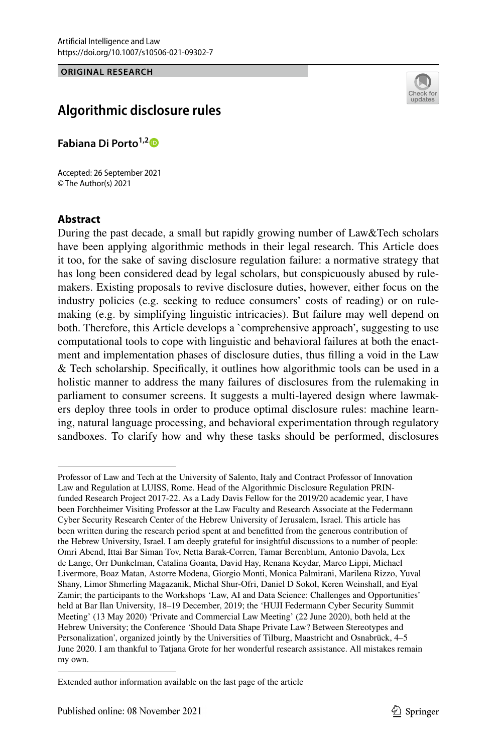Artificial Intelligence and Law
https://doi.org/10.1007/s10506-021-09302-7

**ORIGINAL RESEARCH**

# Algorithmic disclosure rules

**Fabiana Di Porto**[1,2]

Accepted: 26 September 2021
© The Author(s) 2021

## Abstract

During the past decade, a small but rapidly growing number of Law&Tech scholars have been applying algorithmic methods in their legal research. This Article does it too, for the sake of saving disclosure regulation failure: a normative strategy that has long been considered dead by legal scholars, but conspicuously abused by rule-makers. Existing proposals to revive disclosure duties, however, either focus on the industry policies (e.g. seeking to reduce consumers' costs of reading) or on rule-making (e.g. by simplifying linguistic intricacies). But failure may well depend on both. Therefore, this Article develops a `comprehensive approach', suggesting to use computational tools to cope with linguistic and behavioral failures at both the enactment and implementation phases of disclosure duties, thus filling a void in the Law & Tech scholarship. Specifically, it outlines how algorithmic tools can be used in a holistic manner to address the many failures of disclosures from the rulemaking in parliament to consumer screens. It suggests a multi-layered design where lawmakers deploy three tools in order to produce optimal disclosure rules: machine learning, natural language processing, and behavioral experimentation through regulatory sandboxes. To clarify how and why these tasks should be performed, disclosures

---

Professor of Law and Tech at the University of Salento, Italy and Contract Professor of Innovation Law and Regulation at LUISS, Rome. Head of the Algorithmic Disclosure Regulation PRIN-funded Research Project 2017-22. As a Lady Davis Fellow for the 2019/20 academic year, I have been Forchheimer Visiting Professor at the Law Faculty and Research Associate at the Federmann Cyber Security Research Center of the Hebrew University of Jerusalem, Israel. This article has been written during the research period spent at and benefitted from the generous contribution of the Hebrew University, Israel. I am deeply grateful for insightful discussions to a number of people: Omri Abend, Ittai Bar Siman Tov, Netta Barak-Corren, Tamar Berenblum, Antonio Davola, Lex de Lange, Orr Dunkelman, Catalina Goanta, David Hay, Renana Keydar, Marco Lippi, Michael Livermore, Boaz Matan, Astorre Modena, Giorgio Monti, Monica Palmirani, Marilena Rizzo, Yuval Shany, Limor Shmerling Magazanik, Michal Shur-Ofri, Daniel D Sokol, Keren Weinshall, and Eyal Zamir; the participants to the Workshops 'Law, AI and Data Science: Challenges and Opportunities' held at Bar Ilan University, 18–19 December, 2019; the 'HUJI Federmann Cyber Security Summit Meeting' (13 May 2020) 'Private and Commercial Law Meeting' (22 June 2020), both held at the Hebrew University; the Conference 'Should Data Shape Private Law? Between Stereotypes and Personalization', organized jointly by the Universities of Tilburg, Maastricht and Osnabrück, 4–5 June 2020. I am thankful to Tatjana Grote for her wonderful research assistance. All mistakes remain my own.

---

Extended author information available on the last page of the article

Published online: 08 November 2021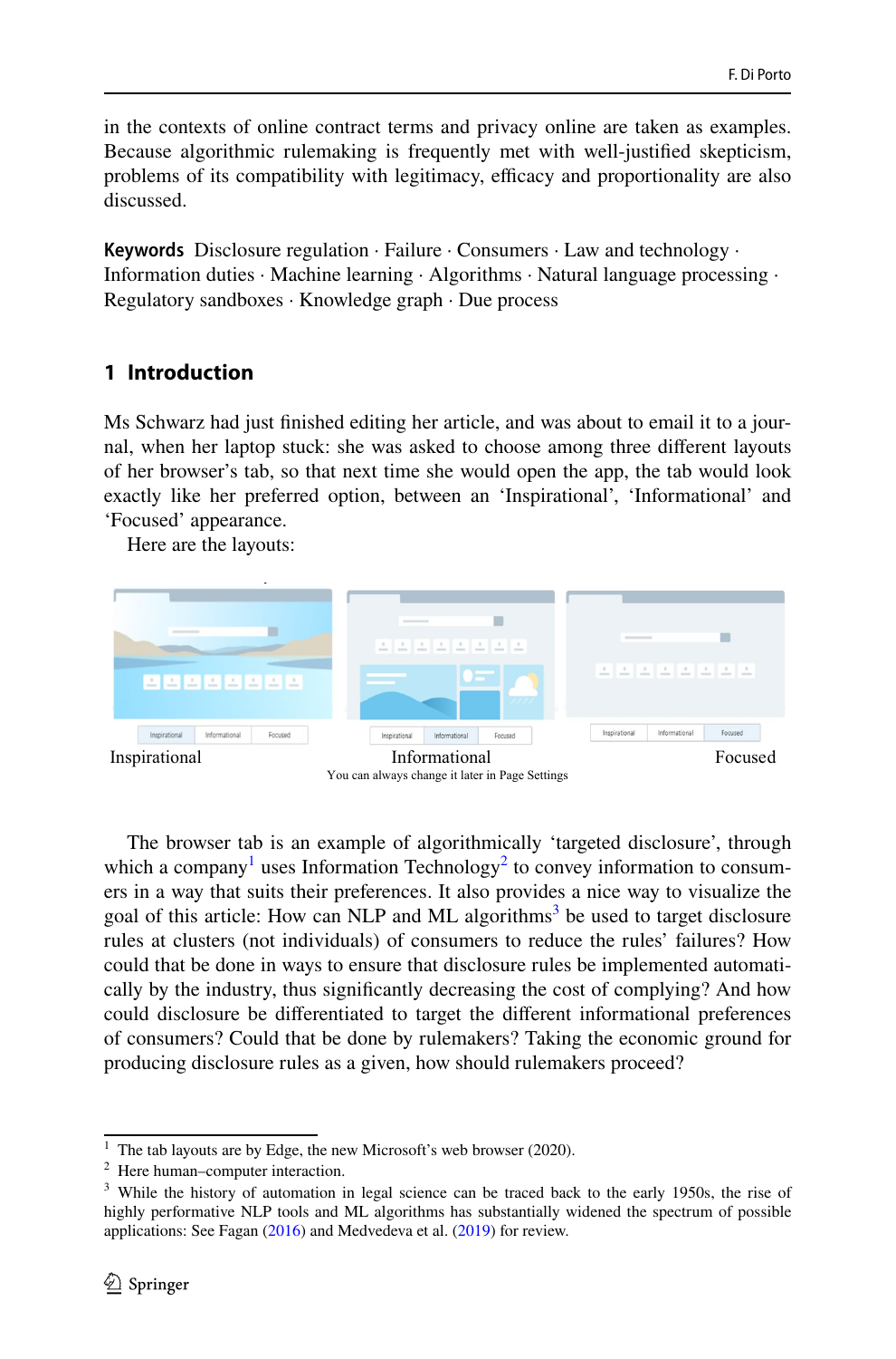in the contexts of online contract terms and privacy online are taken as examples. Because algorithmic rulemaking is frequently met with well-justified skepticism, problems of its compatibility with legitimacy, efficacy and proportionality are also discussed.

**Keywords** Disclosure regulation · Failure · Consumers · Law and technology · Information duties · Machine learning · Algorithms · Natural language processing · Regulatory sandboxes · Knowledge graph · Due process

## 1 Introduction

Ms Schwarz had just finished editing her article, and was about to email it to a journal, when her laptop stuck: she was asked to choose among three different layouts of her browser's tab, so that next time she would open the app, the tab would look exactly like her preferred option, between an 'Inspirational', 'Informational' and 'Focused' appearance.

Here are the layouts:

Inspirational Informational Focused

You can always change it later in Page Settings

The browser tab is an example of algorithmically 'targeted disclosure', through which a company[1] uses Information Technology[2] to convey information to consumers in a way that suits their preferences. It also provides a nice way to visualize the goal of this article: How can NLP and ML algorithms[3] be used to target disclosure rules at clusters (not individuals) of consumers to reduce the rules' failures? How could that be done in ways to ensure that disclosure rules be implemented automatically by the industry, thus significantly decreasing the cost of complying? And how could disclosure be differentiated to target the different informational preferences of consumers? Could that be done by rulemakers? Taking the economic ground for producing disclosure rules as a given, how should rulemakers proceed?

---

[1] The tab layouts are by Edge, the new Microsoft's web browser (2020).

[2] Here human–computer interaction.

[3] While the history of automation in legal science can be traced back to the early 1950s, the rise of highly performative NLP tools and ML algorithms has substantially widened the spectrum of possible applications: See Fagan (2016) and Medvedeva et al. (2019) for review.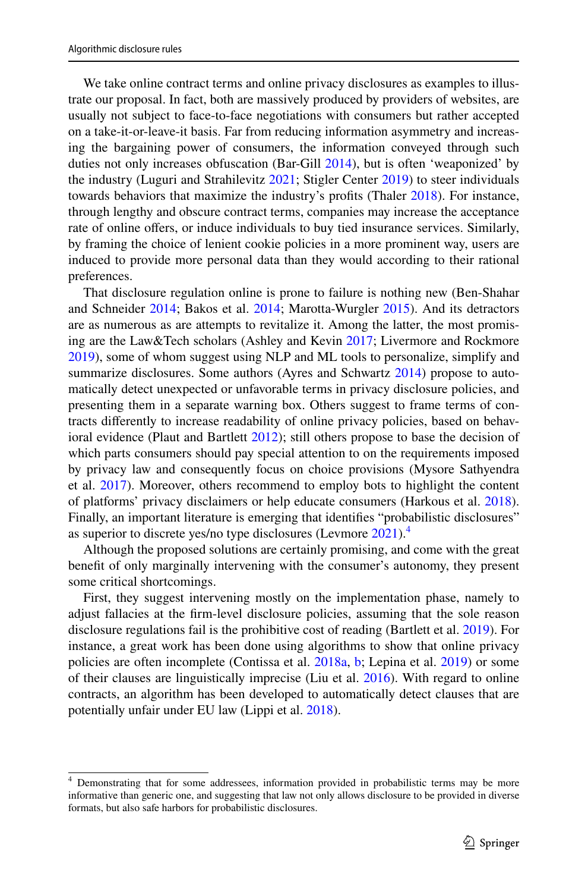We take online contract terms and online privacy disclosures as examples to illustrate our proposal. In fact, both are massively produced by providers of websites, are usually not subject to face-to-face negotiations with consumers but rather accepted on a take-it-or-leave-it basis. Far from reducing information asymmetry and increasing the bargaining power of consumers, the information conveyed through such duties not only increases obfuscation (Bar-Gill 2014), but is often 'weaponized' by the industry (Luguri and Strahilevitz 2021; Stigler Center 2019) to steer individuals towards behaviors that maximize the industry's profits (Thaler 2018). For instance, through lengthy and obscure contract terms, companies may increase the acceptance rate of online offers, or induce individuals to buy tied insurance services. Similarly, by framing the choice of lenient cookie policies in a more prominent way, users are induced to provide more personal data than they would according to their rational preferences.

That disclosure regulation online is prone to failure is nothing new (Ben-Shahar and Schneider 2014; Bakos et al. 2014; Marotta-Wurgler 2015). And its detractors are as numerous as are attempts to revitalize it. Among the latter, the most promising are the Law&Tech scholars (Ashley and Kevin 2017; Livermore and Rockmore 2019), some of whom suggest using NLP and ML tools to personalize, simplify and summarize disclosures. Some authors (Ayres and Schwartz 2014) propose to automatically detect unexpected or unfavorable terms in privacy disclosure policies, and presenting them in a separate warning box. Others suggest to frame terms of contracts differently to increase readability of online privacy policies, based on behavioral evidence (Plaut and Bartlett 2012); still others propose to base the decision of which parts consumers should pay special attention to on the requirements imposed by privacy law and consequently focus on choice provisions (Mysore Sathyendra et al. 2017). Moreover, others recommend to employ bots to highlight the content of platforms' privacy disclaimers or help educate consumers (Harkous et al. 2018). Finally, an important literature is emerging that identifies "probabilistic disclosures" as superior to discrete yes/no type disclosures (Levmore 2021).[4]

Although the proposed solutions are certainly promising, and come with the great benefit of only marginally intervening with the consumer's autonomy, they present some critical shortcomings.

First, they suggest intervening mostly on the implementation phase, namely to adjust fallacies at the firm-level disclosure policies, assuming that the sole reason disclosure regulations fail is the prohibitive cost of reading (Bartlett et al. 2019). For instance, a great work has been done using algorithms to show that online privacy policies are often incomplete (Contissa et al. 2018a, b; Lepina et al. 2019) or some of their clauses are linguistically imprecise (Liu et al. 2016). With regard to online contracts, an algorithm has been developed to automatically detect clauses that are potentially unfair under EU law (Lippi et al. 2018).

[4] Demonstrating that for some addressees, information provided in probabilistic terms may be more informative than generic one, and suggesting that law not only allows disclosure to be provided in diverse formats, but also safe harbors for probabilistic disclosures.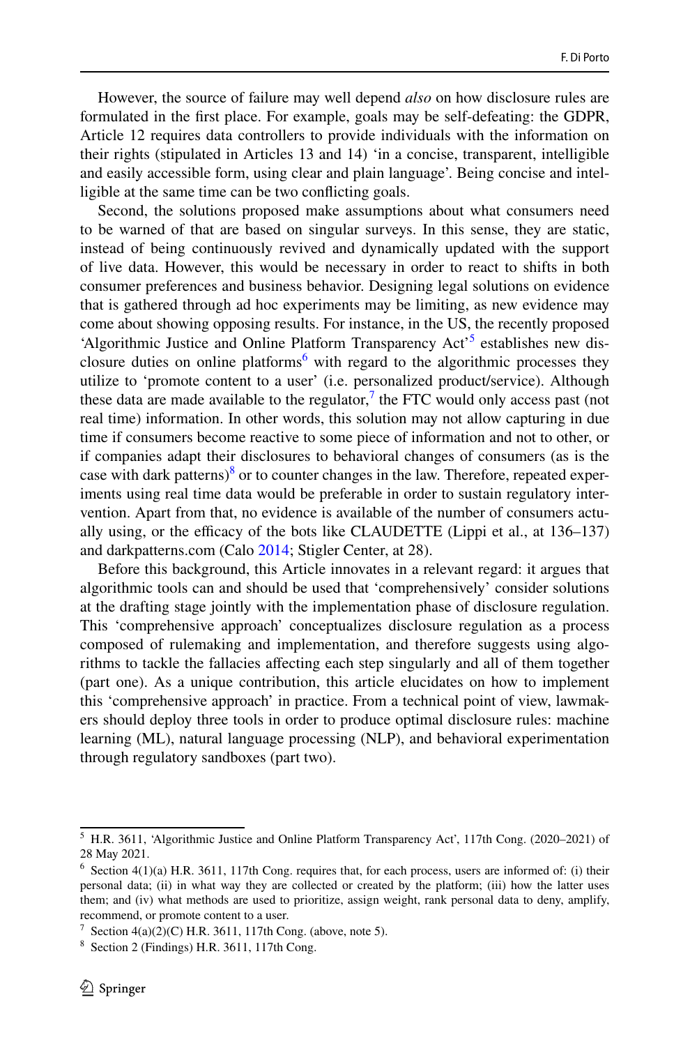However, the source of failure may well depend *also* on how disclosure rules are formulated in the first place. For example, goals may be self-defeating: the GDPR, Article 12 requires data controllers to provide individuals with the information on their rights (stipulated in Articles 13 and 14) 'in a concise, transparent, intelligible and easily accessible form, using clear and plain language'. Being concise and intelligible at the same time can be two conflicting goals.

Second, the solutions proposed make assumptions about what consumers need to be warned of that are based on singular surveys. In this sense, they are static, instead of being continuously revived and dynamically updated with the support of live data. However, this would be necessary in order to react to shifts in both consumer preferences and business behavior. Designing legal solutions on evidence that is gathered through ad hoc experiments may be limiting, as new evidence may come about showing opposing results. For instance, in the US, the recently proposed 'Algorithmic Justice and Online Platform Transparency Act'[5] establishes new disclosure duties on online platforms[6] with regard to the algorithmic processes they utilize to 'promote content to a user' (i.e. personalized product/service). Although these data are made available to the regulator,[7] the FTC would only access past (not real time) information. In other words, this solution may not allow capturing in due time if consumers become reactive to some piece of information and not to other, or if companies adapt their disclosures to behavioral changes of consumers (as is the case with dark patterns)[8] or to counter changes in the law. Therefore, repeated experiments using real time data would be preferable in order to sustain regulatory intervention. Apart from that, no evidence is available of the number of consumers actually using, or the efficacy of the bots like CLAUDETTE (Lippi et al., at 136–137) and darkpatterns.com (Calo 2014; Stigler Center, at 28).

Before this background, this Article innovates in a relevant regard: it argues that algorithmic tools can and should be used that 'comprehensively' consider solutions at the drafting stage jointly with the implementation phase of disclosure regulation. This 'comprehensive approach' conceptualizes disclosure regulation as a process composed of rulemaking and implementation, and therefore suggests using algorithms to tackle the fallacies affecting each step singularly and all of them together (part one). As a unique contribution, this article elucidates on how to implement this 'comprehensive approach' in practice. From a technical point of view, lawmakers should deploy three tools in order to produce optimal disclosure rules: machine learning (ML), natural language processing (NLP), and behavioral experimentation through regulatory sandboxes (part two).

---

[5] H.R. 3611, 'Algorithmic Justice and Online Platform Transparency Act', 117th Cong. (2020–2021) of 28 May 2021.

[6] Section 4(1)(a) H.R. 3611, 117th Cong. requires that, for each process, users are informed of: (i) their personal data; (ii) in what way they are collected or created by the platform; (iii) how the latter uses them; and (iv) what methods are used to prioritize, assign weight, rank personal data to deny, amplify, recommend, or promote content to a user.

[7] Section 4(a)(2)(C) H.R. 3611, 117th Cong. (above, note 5).

[8] Section 2 (Findings) H.R. 3611, 117th Cong.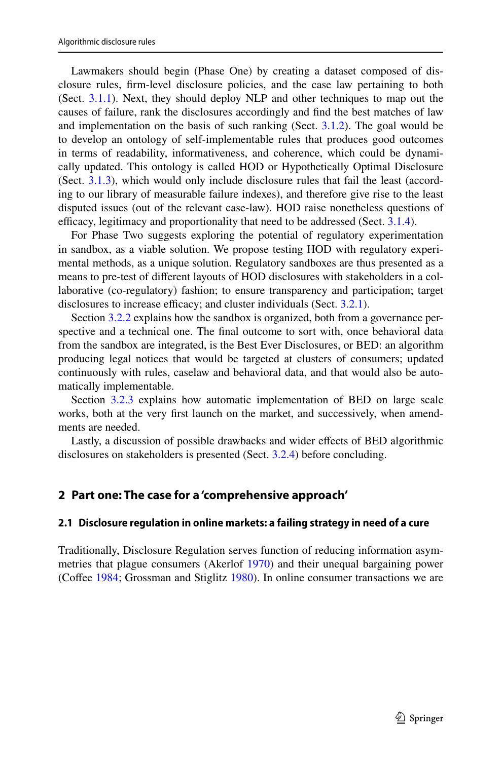Lawmakers should begin (Phase One) by creating a dataset composed of disclosure rules, firm-level disclosure policies, and the case law pertaining to both (Sect. 3.1.1). Next, they should deploy NLP and other techniques to map out the causes of failure, rank the disclosures accordingly and find the best matches of law and implementation on the basis of such ranking (Sect. 3.1.2). The goal would be to develop an ontology of self-implementable rules that produces good outcomes in terms of readability, informativeness, and coherence, which could be dynamically updated. This ontology is called HOD or Hypothetically Optimal Disclosure (Sect. 3.1.3), which would only include disclosure rules that fail the least (according to our library of measurable failure indexes), and therefore give rise to the least disputed issues (out of the relevant case-law). HOD raise nonetheless questions of efficacy, legitimacy and proportionality that need to be addressed (Sect. 3.1.4).

For Phase Two suggests exploring the potential of regulatory experimentation in sandbox, as a viable solution. We propose testing HOD with regulatory experimental methods, as a unique solution. Regulatory sandboxes are thus presented as a means to pre-test of different layouts of HOD disclosures with stakeholders in a collaborative (co-regulatory) fashion; to ensure transparency and participation; target disclosures to increase efficacy; and cluster individuals (Sect. 3.2.1).

Section 3.2.2 explains how the sandbox is organized, both from a governance perspective and a technical one. The final outcome to sort with, once behavioral data from the sandbox are integrated, is the Best Ever Disclosures, or BED: an algorithm producing legal notices that would be targeted at clusters of consumers; updated continuously with rules, caselaw and behavioral data, and that would also be automatically implementable.

Section 3.2.3 explains how automatic implementation of BED on large scale works, both at the very first launch on the market, and successively, when amendments are needed.

Lastly, a discussion of possible drawbacks and wider effects of BED algorithmic disclosures on stakeholders is presented (Sect. 3.2.4) before concluding.

## 2 Part one: The case for a 'comprehensive approach'

### 2.1 Disclosure regulation in online markets: a failing strategy in need of a cure

Traditionally, Disclosure Regulation serves function of reducing information asymmetries that plague consumers (Akerlof 1970) and their unequal bargaining power (Coffee 1984; Grossman and Stiglitz 1980). In online consumer transactions we are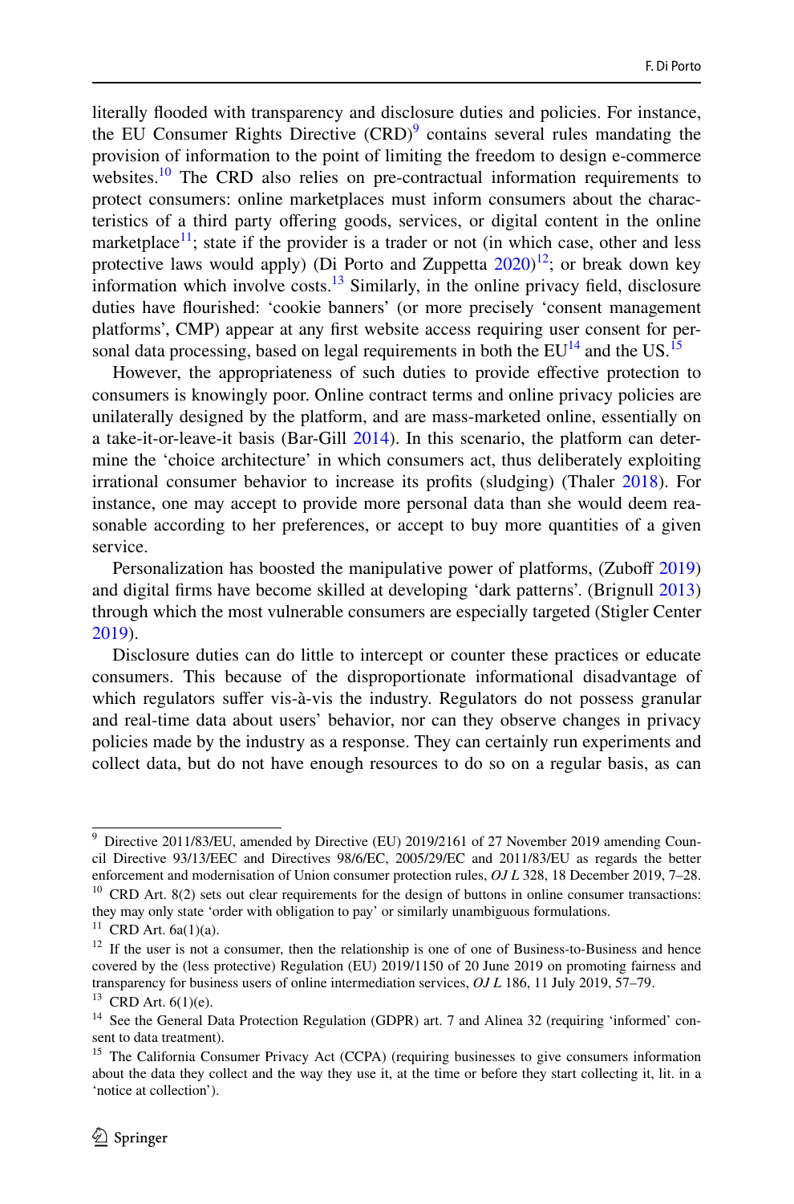literally flooded with transparency and disclosure duties and policies. For instance, the EU Consumer Rights Directive (CRD)[9] contains several rules mandating the provision of information to the point of limiting the freedom to design e-commerce websites.[10] The CRD also relies on pre-contractual information requirements to protect consumers: online marketplaces must inform consumers about the characteristics of a third party offering goods, services, or digital content in the online marketplace[11]; state if the provider is a trader or not (in which case, other and less protective laws would apply) (Di Porto and Zuppetta 2020)[12]; or break down key information which involve costs.[13] Similarly, in the online privacy field, disclosure duties have flourished: 'cookie banners' (or more precisely 'consent management platforms', CMP) appear at any first website access requiring user consent for personal data processing, based on legal requirements in both the EU[14] and the US.[15]

However, the appropriateness of such duties to provide effective protection to consumers is knowingly poor. Online contract terms and online privacy policies are unilaterally designed by the platform, and are mass-marketed online, essentially on a take-it-or-leave-it basis (Bar-Gill 2014). In this scenario, the platform can determine the 'choice architecture' in which consumers act, thus deliberately exploiting irrational consumer behavior to increase its profits (sludging) (Thaler 2018). For instance, one may accept to provide more personal data than she would deem reasonable according to her preferences, or accept to buy more quantities of a given service.

Personalization has boosted the manipulative power of platforms, (Zuboff 2019) and digital firms have become skilled at developing 'dark patterns'. (Brignull 2013) through which the most vulnerable consumers are especially targeted (Stigler Center 2019).

Disclosure duties can do little to intercept or counter these practices or educate consumers. This because of the disproportionate informational disadvantage of which regulators suffer vis-à-vis the industry. Regulators do not possess granular and real-time data about users' behavior, nor can they observe changes in privacy policies made by the industry as a response. They can certainly run experiments and collect data, but do not have enough resources to do so on a regular basis, as can

---

[9] Directive 2011/83/EU, amended by Directive (EU) 2019/2161 of 27 November 2019 amending Council Directive 93/13/EEC and Directives 98/6/EC, 2005/29/EC and 2011/83/EU as regards the better enforcement and modernisation of Union consumer protection rules, *OJ L* 328, 18 December 2019, 7–28.

[10] CRD Art. 8(2) sets out clear requirements for the design of buttons in online consumer transactions: they may only state 'order with obligation to pay' or similarly unambiguous formulations.

[11] CRD Art. 6a(1)(a).

[12] If the user is not a consumer, then the relationship is one of one of Business-to-Business and hence covered by the (less protective) Regulation (EU) 2019/1150 of 20 June 2019 on promoting fairness and transparency for business users of online intermediation services, *OJ L* 186, 11 July 2019, 57–79.

[13] CRD Art. 6(1)(e).

[14] See the General Data Protection Regulation (GDPR) art. 7 and Alinea 32 (requiring 'informed' consent to data treatment).

[15] The California Consumer Privacy Act (CCPA) (requiring businesses to give consumers information about the data they collect and the way they use it, at the time or before they start collecting it, lit. in a 'notice at collection').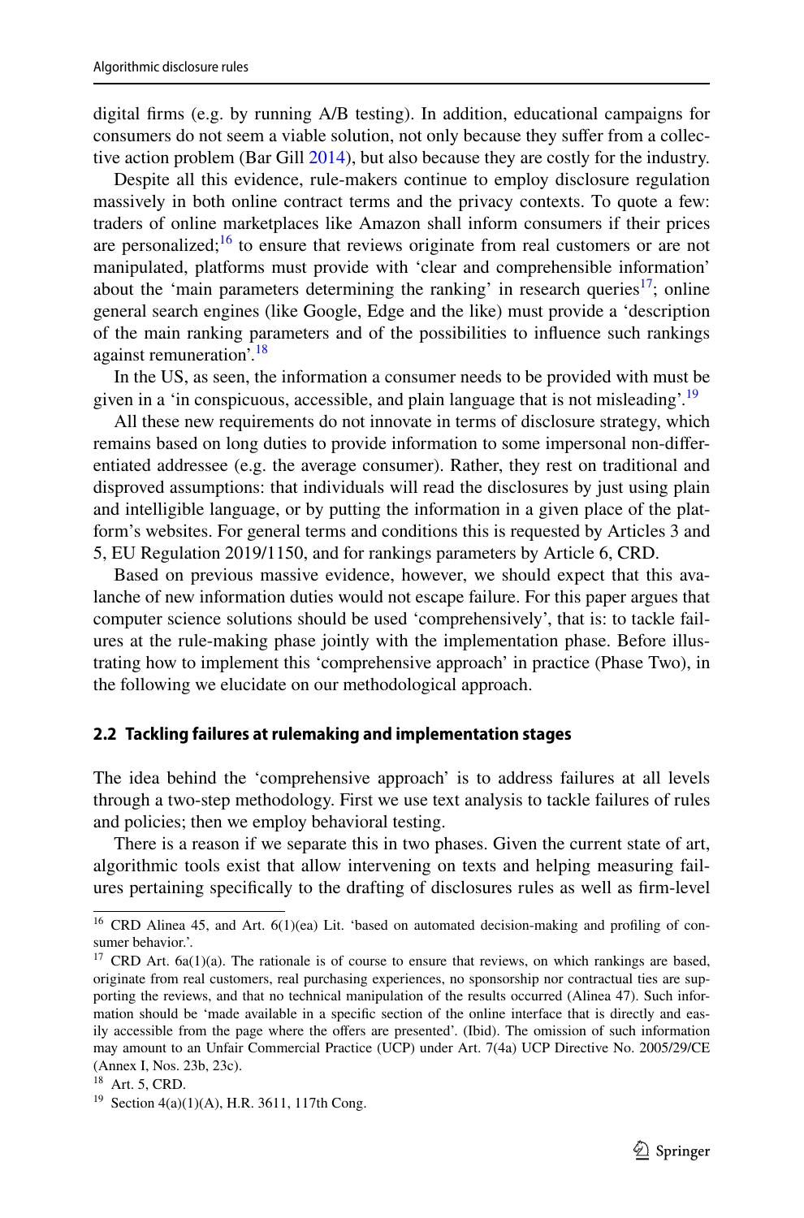digital firms (e.g. by running A/B testing). In addition, educational campaigns for consumers do not seem a viable solution, not only because they suffer from a collective action problem (Bar Gill 2014), but also because they are costly for the industry.

Despite all this evidence, rule-makers continue to employ disclosure regulation massively in both online contract terms and the privacy contexts. To quote a few: traders of online marketplaces like Amazon shall inform consumers if their prices are personalized;[16] to ensure that reviews originate from real customers or are not manipulated, platforms must provide with 'clear and comprehensible information' about the 'main parameters determining the ranking' in research queries[17]; online general search engines (like Google, Edge and the like) must provide a 'description of the main ranking parameters and of the possibilities to influence such rankings against remuneration'.[18]

In the US, as seen, the information a consumer needs to be provided with must be given in a 'in conspicuous, accessible, and plain language that is not misleading'.[19]

All these new requirements do not innovate in terms of disclosure strategy, which remains based on long duties to provide information to some impersonal non-differentiated addressee (e.g. the average consumer). Rather, they rest on traditional and disproved assumptions: that individuals will read the disclosures by just using plain and intelligible language, or by putting the information in a given place of the platform's websites. For general terms and conditions this is requested by Articles 3 and 5, EU Regulation 2019/1150, and for rankings parameters by Article 6, CRD.

Based on previous massive evidence, however, we should expect that this avalanche of new information duties would not escape failure. For this paper argues that computer science solutions should be used 'comprehensively', that is: to tackle failures at the rule-making phase jointly with the implementation phase. Before illustrating how to implement this 'comprehensive approach' in practice (Phase Two), in the following we elucidate on our methodological approach.

### 2.2 Tackling failures at rulemaking and implementation stages

The idea behind the 'comprehensive approach' is to address failures at all levels through a two-step methodology. First we use text analysis to tackle failures of rules and policies; then we employ behavioral testing.

There is a reason if we separate this in two phases. Given the current state of art, algorithmic tools exist that allow intervening on texts and helping measuring failures pertaining specifically to the drafting of disclosures rules as well as firm-level

---

[16] CRD Alinea 45, and Art. 6(1)(ea) Lit. 'based on automated decision-making and profiling of consumer behavior.'.

[17] CRD Art. 6a(1)(a). The rationale is of course to ensure that reviews, on which rankings are based, originate from real customers, real purchasing experiences, no sponsorship nor contractual ties are supporting the reviews, and that no technical manipulation of the results occurred (Alinea 47). Such information should be 'made available in a specific section of the online interface that is directly and easily accessible from the page where the offers are presented'. (Ibid). The omission of such information may amount to an Unfair Commercial Practice (UCP) under Art. 7(4a) UCP Directive No. 2005/29/CE (Annex I, Nos. 23b, 23c).

[18] Art. 5, CRD.

[19] Section 4(a)(1)(A), H.R. 3611, 117th Cong.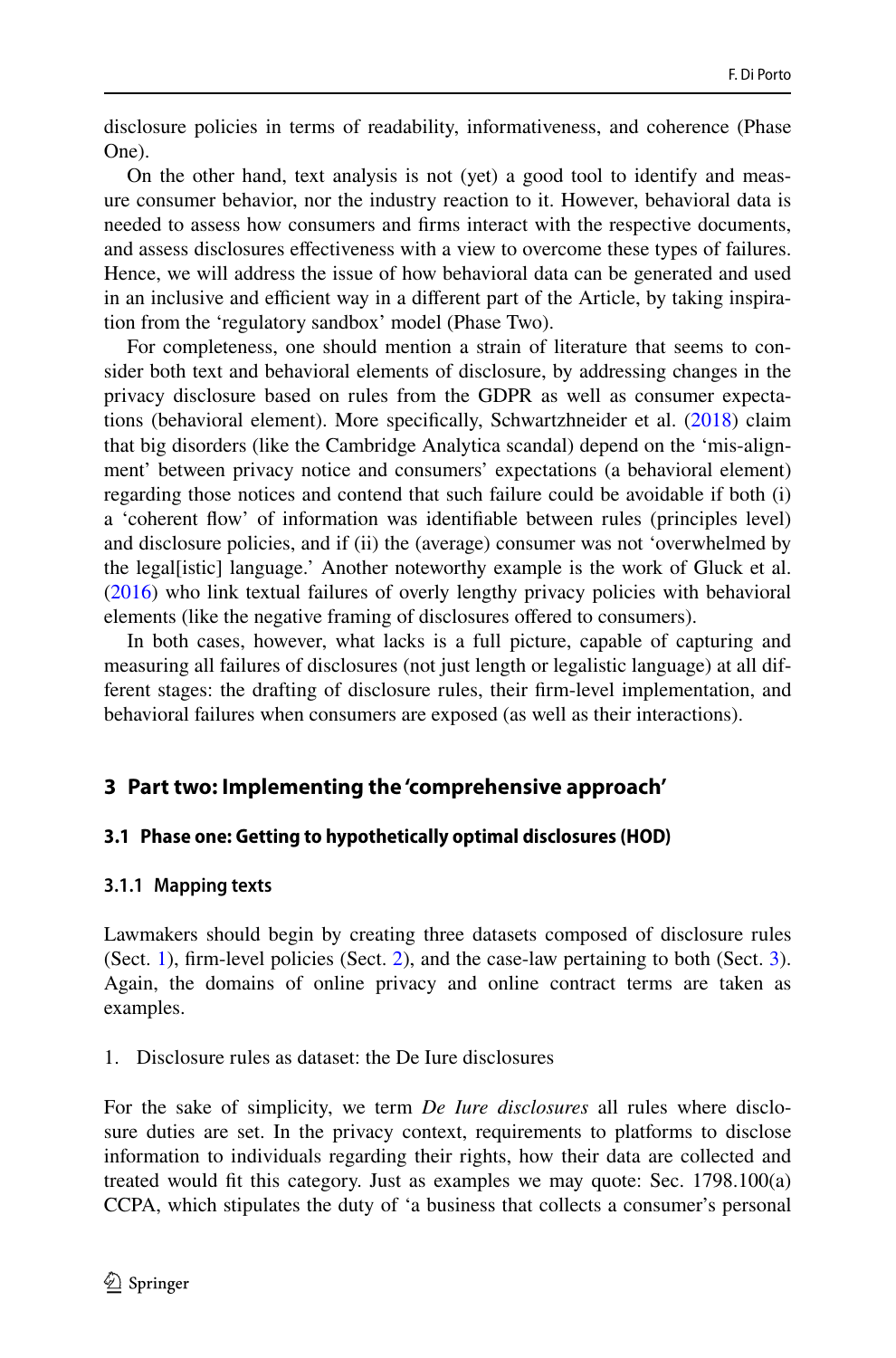disclosure policies in terms of readability, informativeness, and coherence (Phase One).

On the other hand, text analysis is not (yet) a good tool to identify and measure consumer behavior, nor the industry reaction to it. However, behavioral data is needed to assess how consumers and firms interact with the respective documents, and assess disclosures effectiveness with a view to overcome these types of failures. Hence, we will address the issue of how behavioral data can be generated and used in an inclusive and efficient way in a different part of the Article, by taking inspiration from the 'regulatory sandbox' model (Phase Two).

For completeness, one should mention a strain of literature that seems to consider both text and behavioral elements of disclosure, by addressing changes in the privacy disclosure based on rules from the GDPR as well as consumer expectations (behavioral element). More specifically, Schwartzhneider et al. (2018) claim that big disorders (like the Cambridge Analytica scandal) depend on the 'mis-alignment' between privacy notice and consumers' expectations (a behavioral element) regarding those notices and contend that such failure could be avoidable if both (i) a 'coherent flow' of information was identifiable between rules (principles level) and disclosure policies, and if (ii) the (average) consumer was not 'overwhelmed by the legal[istic] language.' Another noteworthy example is the work of Gluck et al. (2016) who link textual failures of overly lengthy privacy policies with behavioral elements (like the negative framing of disclosures offered to consumers).

In both cases, however, what lacks is a full picture, capable of capturing and measuring all failures of disclosures (not just length or legalistic language) at all different stages: the drafting of disclosure rules, their firm-level implementation, and behavioral failures when consumers are exposed (as well as their interactions).

## 3 Part two: Implementing the 'comprehensive approach'

### 3.1 Phase one: Getting to hypothetically optimal disclosures (HOD)

#### 3.1.1 Mapping texts

Lawmakers should begin by creating three datasets composed of disclosure rules (Sect. 1), firm-level policies (Sect. 2), and the case-law pertaining to both (Sect. 3). Again, the domains of online privacy and online contract terms are taken as examples.

1. Disclosure rules as dataset: the De Iure disclosures

For the sake of simplicity, we term *De Iure disclosures* all rules where disclosure duties are set. In the privacy context, requirements to platforms to disclose information to individuals regarding their rights, how their data are collected and treated would fit this category. Just as examples we may quote: Sec. 1798.100(a) CCPA, which stipulates the duty of 'a business that collects a consumer's personal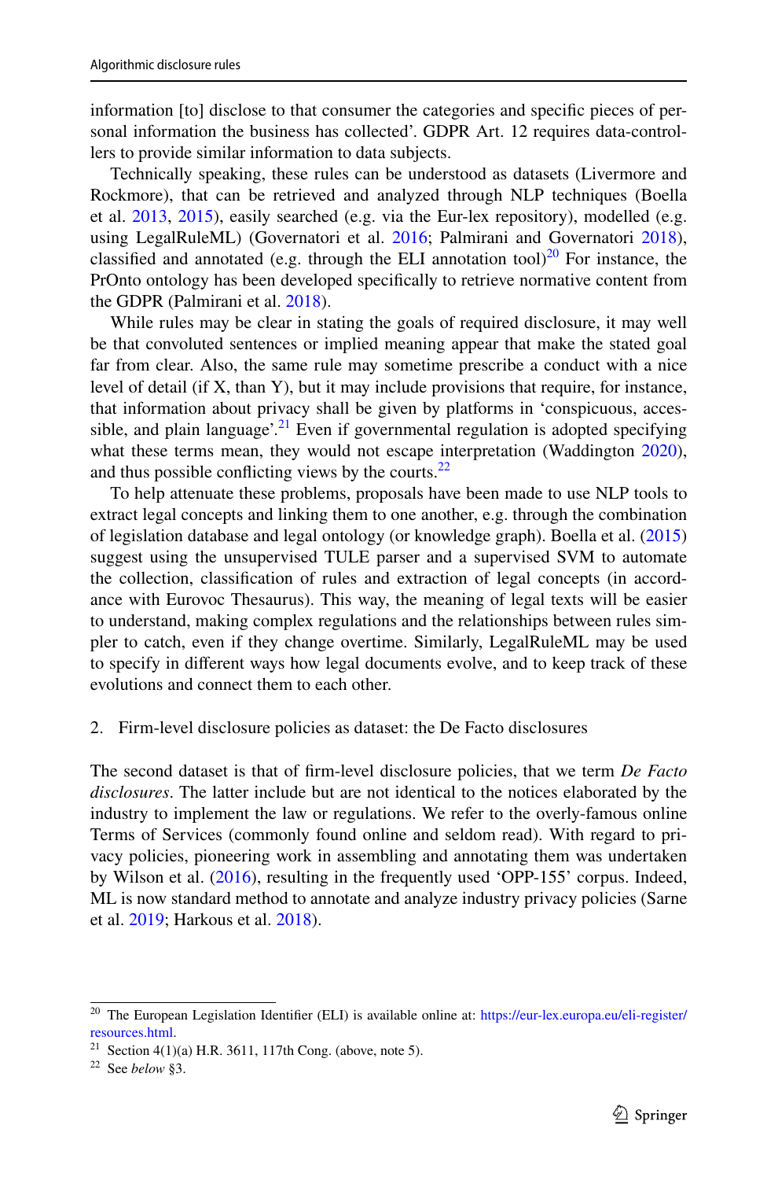information [to] disclose to that consumer the categories and specific pieces of personal information the business has collected'. GDPR Art. 12 requires data-controllers to provide similar information to data subjects.

Technically speaking, these rules can be understood as datasets (Livermore and Rockmore), that can be retrieved and analyzed through NLP techniques (Boella et al. 2013, 2015), easily searched (e.g. via the Eur-lex repository), modelled (e.g. using LegalRuleML) (Governatori et al. 2016; Palmirani and Governatori 2018), classified and annotated (e.g. through the ELI annotation tool)[20] For instance, the PrOnto ontology has been developed specifically to retrieve normative content from the GDPR (Palmirani et al. 2018).

While rules may be clear in stating the goals of required disclosure, it may well be that convoluted sentences or implied meaning appear that make the stated goal far from clear. Also, the same rule may sometime prescribe a conduct with a nice level of detail (if X, than Y), but it may include provisions that require, for instance, that information about privacy shall be given by platforms in 'conspicuous, accessible, and plain language'.[21] Even if governmental regulation is adopted specifying what these terms mean, they would not escape interpretation (Waddington 2020), and thus possible conflicting views by the courts.[22]

To help attenuate these problems, proposals have been made to use NLP tools to extract legal concepts and linking them to one another, e.g. through the combination of legislation database and legal ontology (or knowledge graph). Boella et al. (2015) suggest using the unsupervised TULE parser and a supervised SVM to automate the collection, classification of rules and extraction of legal concepts (in accordance with Eurovoc Thesaurus). This way, the meaning of legal texts will be easier to understand, making complex regulations and the relationships between rules simpler to catch, even if they change overtime. Similarly, LegalRuleML may be used to specify in different ways how legal documents evolve, and to keep track of these evolutions and connect them to each other.

2. Firm-level disclosure policies as dataset: the De Facto disclosures

The second dataset is that of firm-level disclosure policies, that we term *De Facto disclosures*. The latter include but are not identical to the notices elaborated by the industry to implement the law or regulations. We refer to the overly-famous online Terms of Services (commonly found online and seldom read). With regard to privacy policies, pioneering work in assembling and annotating them was undertaken by Wilson et al. (2016), resulting in the frequently used 'OPP-155' corpus. Indeed, ML is now standard method to annotate and analyze industry privacy policies (Sarne et al. 2019; Harkous et al. 2018).

---

[20] The European Legislation Identifier (ELI) is available online at: https://eur-lex.europa.eu/eli-register/resources.html.

[21] Section 4(1)(a) H.R. 3611, 117th Cong. (above, note 5).

[22] See *below* §3.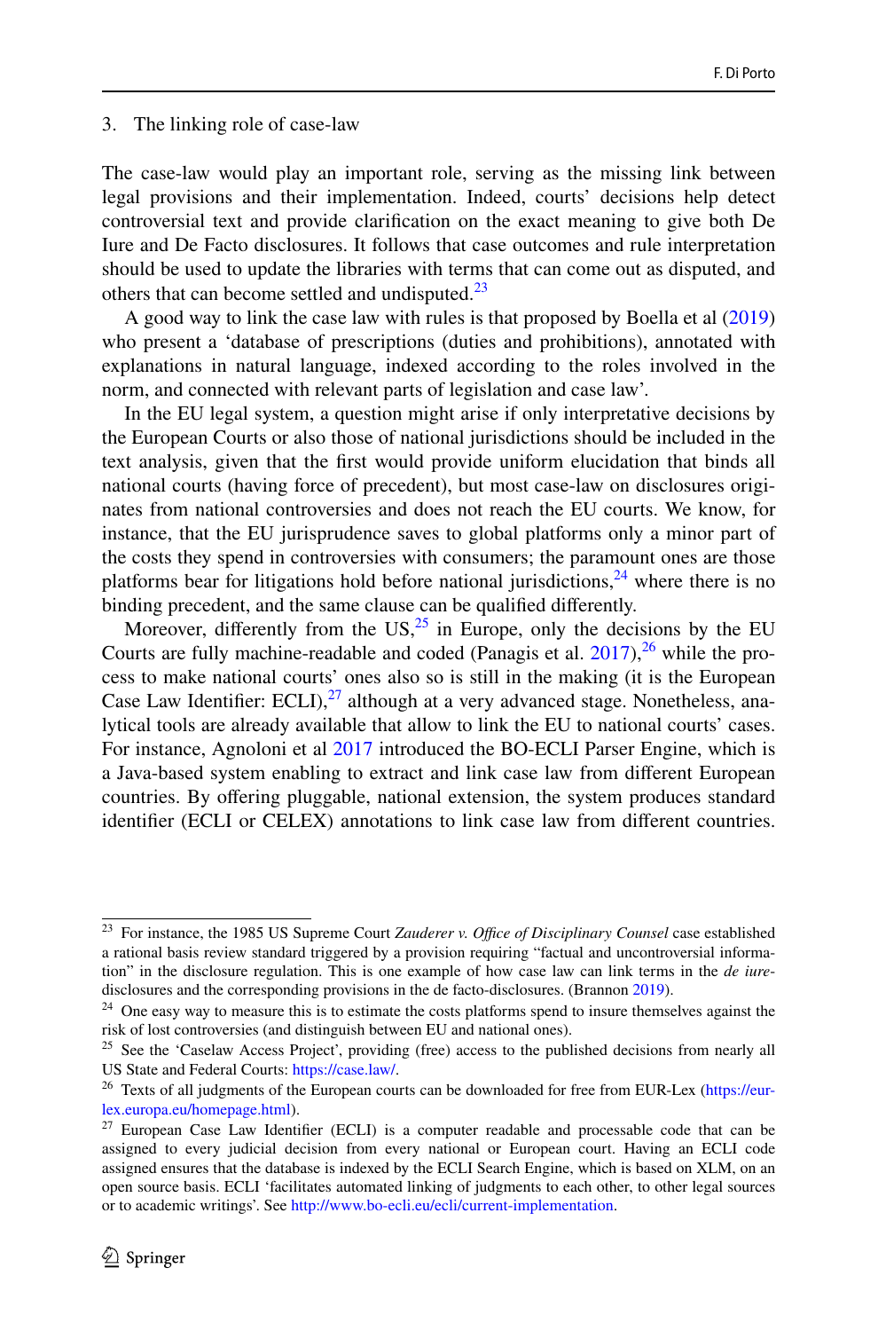3. The linking role of case-law

The case-law would play an important role, serving as the missing link between legal provisions and their implementation. Indeed, courts' decisions help detect controversial text and provide clarification on the exact meaning to give both De Iure and De Facto disclosures. It follows that case outcomes and rule interpretation should be used to update the libraries with terms that can come out as disputed, and others that can become settled and undisputed.[23]

A good way to link the case law with rules is that proposed by Boella et al (2019) who present a 'database of prescriptions (duties and prohibitions), annotated with explanations in natural language, indexed according to the roles involved in the norm, and connected with relevant parts of legislation and case law'.

In the EU legal system, a question might arise if only interpretative decisions by the European Courts or also those of national jurisdictions should be included in the text analysis, given that the first would provide uniform elucidation that binds all national courts (having force of precedent), but most case-law on disclosures originates from national controversies and does not reach the EU courts. We know, for instance, that the EU jurisprudence saves to global platforms only a minor part of the costs they spend in controversies with consumers; the paramount ones are those platforms bear for litigations hold before national jurisdictions,[24] where there is no binding precedent, and the same clause can be qualified differently.

Moreover, differently from the US,[25] in Europe, only the decisions by the EU Courts are fully machine-readable and coded (Panagis et al. 2017),[26] while the process to make national courts' ones also so is still in the making (it is the European Case Law Identifier: ECLI),[27] although at a very advanced stage. Nonetheless, analytical tools are already available that allow to link the EU to national courts' cases. For instance, Agnoloni et al 2017 introduced the BO-ECLI Parser Engine, which is a Java-based system enabling to extract and link case law from different European countries. By offering pluggable, national extension, the system produces standard identifier (ECLI or CELEX) annotations to link case law from different countries.

---

[23] For instance, the 1985 US Supreme Court *Zauderer v. Office of Disciplinary Counsel* case established a rational basis review standard triggered by a provision requiring "factual and uncontroversial information" in the disclosure regulation. This is one example of how case law can link terms in the *de iure*-disclosures and the corresponding provisions in the de facto-disclosures. (Brannon 2019).

[24] One easy way to measure this is to estimate the costs platforms spend to insure themselves against the risk of lost controversies (and distinguish between EU and national ones).

[25] See the 'Caselaw Access Project', providing (free) access to the published decisions from nearly all US State and Federal Courts: https://case.law/.

[26] Texts of all judgments of the European courts can be downloaded for free from EUR-Lex (https://eur-lex.europa.eu/homepage.html).

[27] European Case Law Identifier (ECLI) is a computer readable and processable code that can be assigned to every judicial decision from every national or European court. Having an ECLI code assigned ensures that the database is indexed by the ECLI Search Engine, which is based on XLM, on an open source basis. ECLI 'facilitates automated linking of judgments to each other, to other legal sources or to academic writings'. See http://www.bo-ecli.eu/ecli/current-implementation.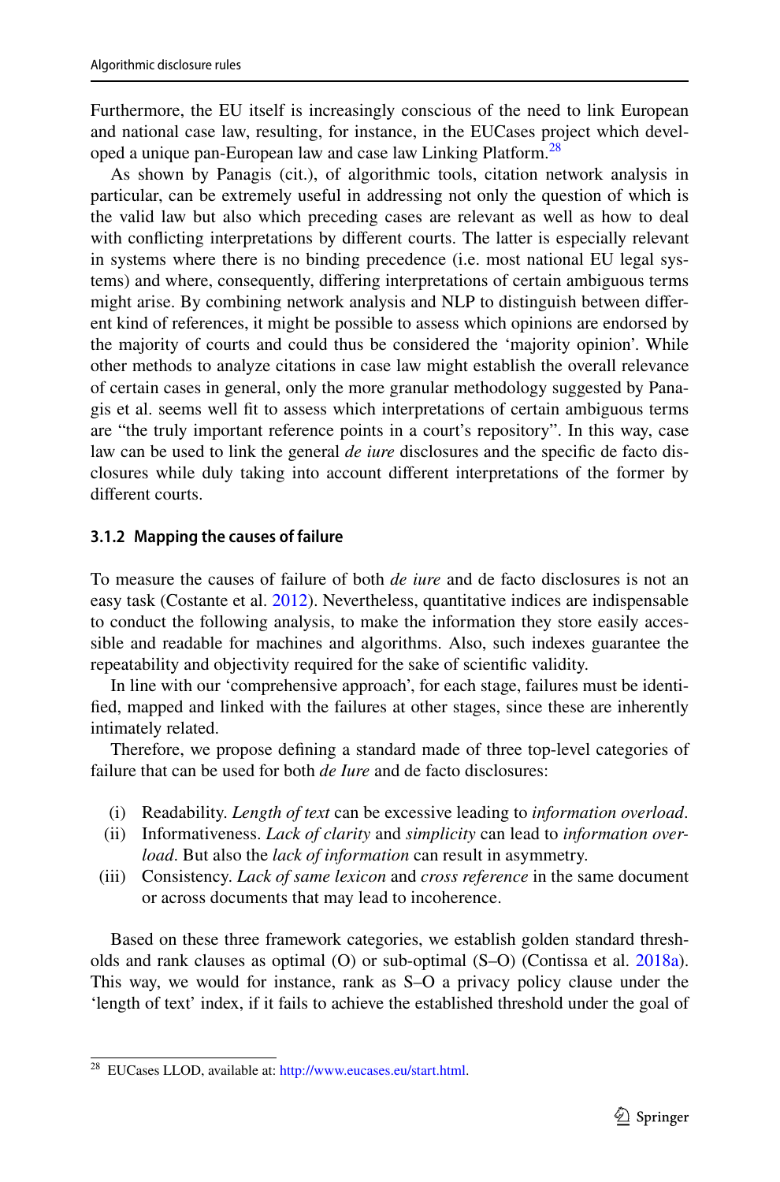Furthermore, the EU itself is increasingly conscious of the need to link European and national case law, resulting, for instance, in the EUCases project which developed a unique pan-European law and case law Linking Platform.[28]

As shown by Panagis (cit.), of algorithmic tools, citation network analysis in particular, can be extremely useful in addressing not only the question of which is the valid law but also which preceding cases are relevant as well as how to deal with conflicting interpretations by different courts. The latter is especially relevant in systems where there is no binding precedence (i.e. most national EU legal systems) and where, consequently, differing interpretations of certain ambiguous terms might arise. By combining network analysis and NLP to distinguish between different kind of references, it might be possible to assess which opinions are endorsed by the majority of courts and could thus be considered the 'majority opinion'. While other methods to analyze citations in case law might establish the overall relevance of certain cases in general, only the more granular methodology suggested by Panagis et al. seems well fit to assess which interpretations of certain ambiguous terms are "the truly important reference points in a court's repository". In this way, case law can be used to link the general *de iure* disclosures and the specific de facto disclosures while duly taking into account different interpretations of the former by different courts.

### 3.1.2 Mapping the causes of failure

To measure the causes of failure of both *de iure* and de facto disclosures is not an easy task (Costante et al. 2012). Nevertheless, quantitative indices are indispensable to conduct the following analysis, to make the information they store easily accessible and readable for machines and algorithms. Also, such indexes guarantee the repeatability and objectivity required for the sake of scientific validity.

In line with our 'comprehensive approach', for each stage, failures must be identified, mapped and linked with the failures at other stages, since these are inherently intimately related.

Therefore, we propose defining a standard made of three top-level categories of failure that can be used for both *de Iure* and de facto disclosures:

- (i) Readability. *Length of text* can be excessive leading to *information overload*.
- (ii) Informativeness. *Lack of clarity* and *simplicity* can lead to *information overload*. But also the *lack of information* can result in asymmetry.
- (iii) Consistency. *Lack of same lexicon* and *cross reference* in the same document or across documents that may lead to incoherence.

Based on these three framework categories, we establish golden standard thresholds and rank clauses as optimal (O) or sub-optimal (S–O) (Contissa et al. 2018a). This way, we would for instance, rank as S–O a privacy policy clause under the 'length of text' index, if it fails to achieve the established threshold under the goal of

[28] EUCases LLOD, available at: http://www.eucases.eu/start.html.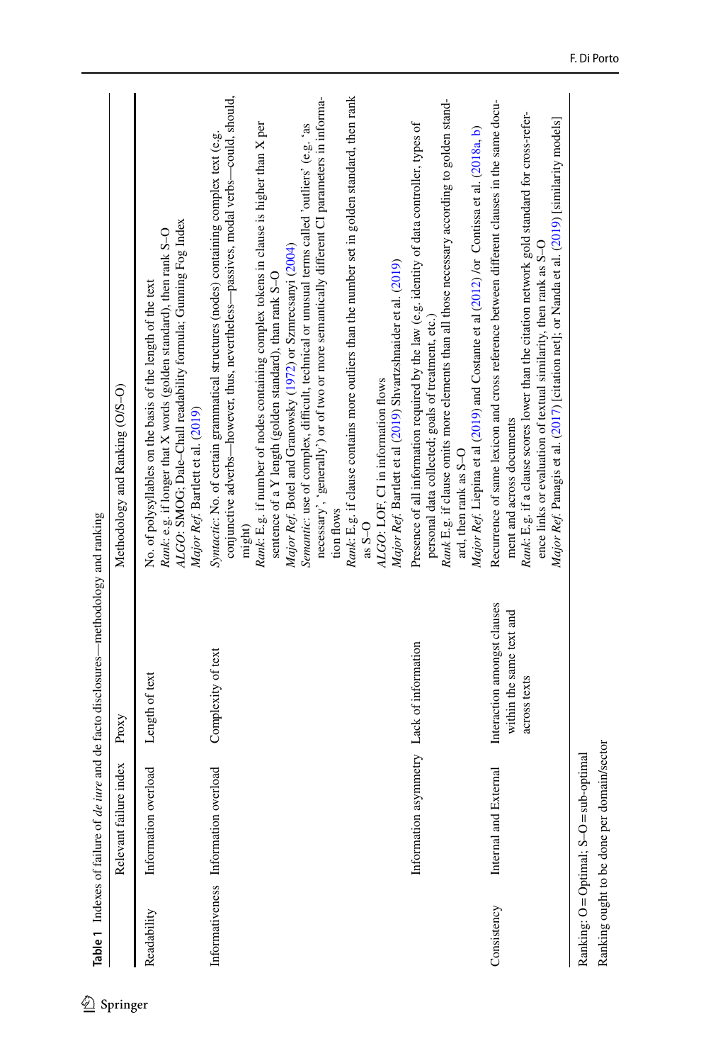**Table 1** Indexes of failure of *de iure* and de facto disclosures—methodology and ranking

| | Relevant failure index | Proxy | Methodology and Ranking (O/S–O) |
|---|---|---|---|
| Readability | Information overload | Length of text | No. of polysyllables on the basis of the length of the text<br>*Rank*: e.g. if longer that X words (golden standard), then rank S–O<br>*ALGO*: SMOG; Dale–Chall readability formula; Gunning Fog Index<br>*Major Ref*. Bartlett et al. (2019) |
| Informativeness | Information overload | Complexity of text | *Syntactic*: No. of certain grammatical structures (nodes) containing complex text (e.g. conjunctive adverbs—however, thus, nevertheless—passives, modal verbs—could, should, might)<br>*Rank*: E.g. if number of nodes containing complex tokens in clause is higher than X per sentence of a Y length (golden standard), than rank S–O<br>*Major Ref*. Botel and Granowsky (1972) or Szmrecsanyi (2004)<br>*Semantic*: use of complex, difficult, technical or unusual terms called 'outliers' (e.g. 'as necessary', 'generally') or of two or more semantically different CI parameters in information flows<br>*Rank*: E.g. if clause contains more outliers than the number set in golden standard, then rank as S–O<br>*ALGO*: LOF, CI in information flows<br>*Major Ref*. Bartlett et al. (2019) Shvartzshnaider et al. (2019) |
| | Information asymmetry | Lack of information | Presence of all information required by the law (e.g. identity of data controller, types of personal data collected; goals of treatment, etc.)<br>*Rank* E.g. if clause omits more elements than all those necessary according to golden standard, then rank as S–O<br>*Major Ref* Liepina et al (2019) and Costante et al (2012) /or Contissa et al. (2018a, b) |
| Consistency | Internal and External | Interaction amongst clauses within the same text and across texts | Recurrence of same lexicon and cross reference between different clauses in the same document and across documents<br>*Rank*: E.g. if a clause scores lower than the citation network gold standard for cross-reference links or evaluation of textual similarity, then rank as S–O<br>*Major Ref* Panagis et al. (2017) [citation net]; or Nanda et al. (2019) [similarity models] |

Ranking: O = Optimal; S–O = sub-optimal

Ranking ought to be done per domain/sector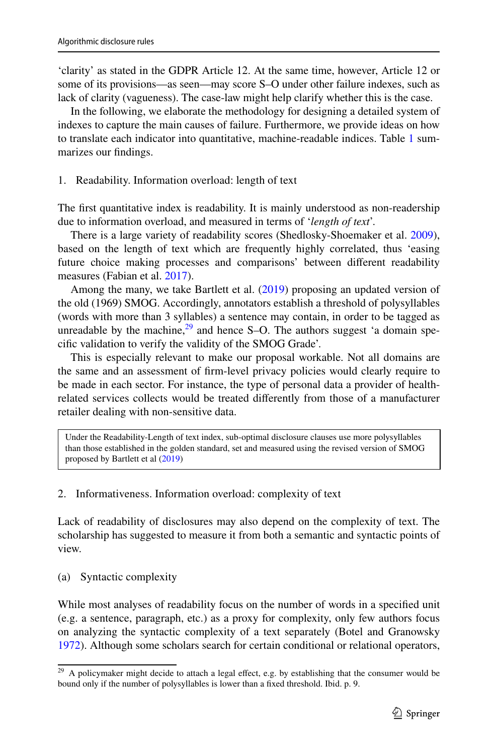'clarity' as stated in the GDPR Article 12. At the same time, however, Article 12 or some of its provisions—as seen—may score S–O under other failure indexes, such as lack of clarity (vagueness). The case-law might help clarify whether this is the case.

In the following, we elaborate the methodology for designing a detailed system of indexes to capture the main causes of failure. Furthermore, we provide ideas on how to translate each indicator into quantitative, machine-readable indices. Table 1 summarizes our findings.

1. Readability. Information overload: length of text

The first quantitative index is readability. It is mainly understood as non-readership due to information overload, and measured in terms of '*length of text*'.

There is a large variety of readability scores (Shedlosky-Shoemaker et al. 2009), based on the length of text which are frequently highly correlated, thus 'easing future choice making processes and comparisons' between different readability measures (Fabian et al. 2017).

Among the many, we take Bartlett et al. (2019) proposing an updated version of the old (1969) SMOG. Accordingly, annotators establish a threshold of polysyllables (words with more than 3 syllables) a sentence may contain, in order to be tagged as unreadable by the machine,[29] and hence S–O. The authors suggest 'a domain specific validation to verify the validity of the SMOG Grade'.

This is especially relevant to make our proposal workable. Not all domains are the same and an assessment of firm-level privacy policies would clearly require to be made in each sector. For instance, the type of personal data a provider of health-related services collects would be treated differently from those of a manufacturer retailer dealing with non-sensitive data.

> Under the Readability-Length of text index, sub-optimal disclosure clauses use more polysyllables than those established in the golden standard, set and measured using the revised version of SMOG proposed by Bartlett et al (2019)

2. Informativeness. Information overload: complexity of text

Lack of readability of disclosures may also depend on the complexity of text. The scholarship has suggested to measure it from both a semantic and syntactic points of view.

(a) Syntactic complexity

While most analyses of readability focus on the number of words in a specified unit (e.g. a sentence, paragraph, etc.) as a proxy for complexity, only few authors focus on analyzing the syntactic complexity of a text separately (Botel and Granowsky 1972). Although some scholars search for certain conditional or relational operators,

[29] A policymaker might decide to attach a legal effect, e.g. by establishing that the consumer would be bound only if the number of polysyllables is lower than a fixed threshold. Ibid. p. 9.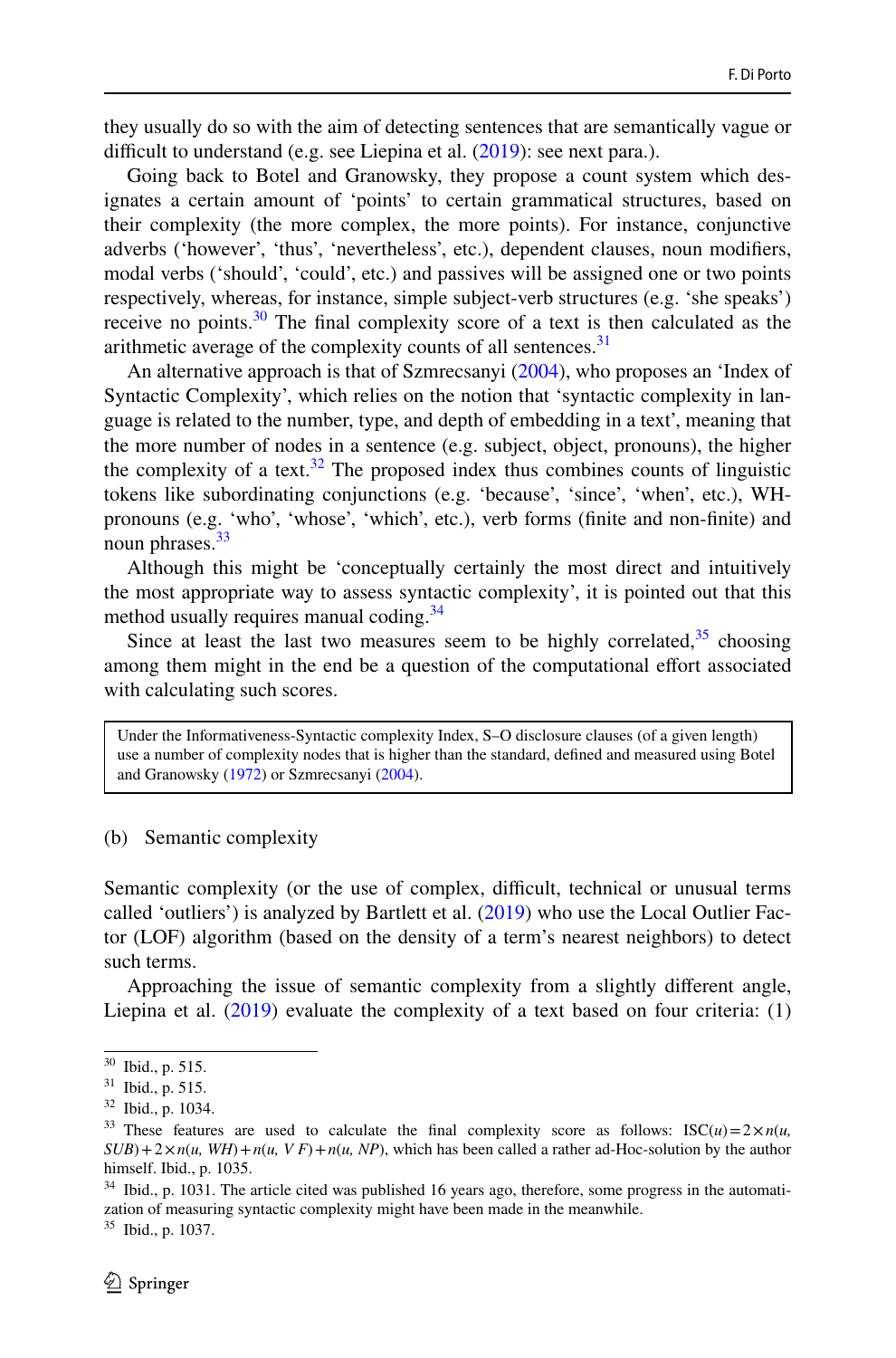they usually do so with the aim of detecting sentences that are semantically vague or difficult to understand (e.g. see Liepina et al. (2019): see next para.).

Going back to Botel and Granowsky, they propose a count system which designates a certain amount of 'points' to certain grammatical structures, based on their complexity (the more complex, the more points). For instance, conjunctive adverbs ('however', 'thus', 'nevertheless', etc.), dependent clauses, noun modifiers, modal verbs ('should', 'could', etc.) and passives will be assigned one or two points respectively, whereas, for instance, simple subject-verb structures (e.g. 'she speaks') receive no points.[30] The final complexity score of a text is then calculated as the arithmetic average of the complexity counts of all sentences.[31]

An alternative approach is that of Szmrecsanyi (2004), who proposes an 'Index of Syntactic Complexity', which relies on the notion that 'syntactic complexity in language is related to the number, type, and depth of embedding in a text', meaning that the more number of nodes in a sentence (e.g. subject, object, pronouns), the higher the complexity of a text.[32] The proposed index thus combines counts of linguistic tokens like subordinating conjunctions (e.g. 'because', 'since', 'when', etc.), WH-pronouns (e.g. 'who', 'whose', 'which', etc.), verb forms (finite and non-finite) and noun phrases.[33]

Although this might be 'conceptually certainly the most direct and intuitively the most appropriate way to assess syntactic complexity', it is pointed out that this method usually requires manual coding.[34]

Since at least the last two measures seem to be highly correlated,[35] choosing among them might in the end be a question of the computational effort associated with calculating such scores.

> Under the Informativeness-Syntactic complexity Index, S–O disclosure clauses (of a given length) use a number of complexity nodes that is higher than the standard, defined and measured using Botel and Granowsky (1972) or Szmrecsanyi (2004).

(b) Semantic complexity

Semantic complexity (or the use of complex, difficult, technical or unusual terms called 'outliers') is analyzed by Bartlett et al. (2019) who use the Local Outlier Factor (LOF) algorithm (based on the density of a term's nearest neighbors) to detect such terms.

Approaching the issue of semantic complexity from a slightly different angle, Liepina et al. (2019) evaluate the complexity of a text based on four criteria: (1)

---

[30] Ibid., p. 515.

[31] Ibid., p. 515.

[32] Ibid., p. 1034.

[33] These features are used to calculate the final complexity score as follows: $ISC(u) = 2 \times n(u, SUB) + 2 \times n(u, WH) + n(u, VF) + n(u, NP)$, which has been called a rather ad-Hoc-solution by the author himself. Ibid., p. 1035.

[34] Ibid., p. 1031. The article cited was published 16 years ago, therefore, some progress in the automatization of measuring syntactic complexity might have been made in the meanwhile.

[35] Ibid., p. 1037.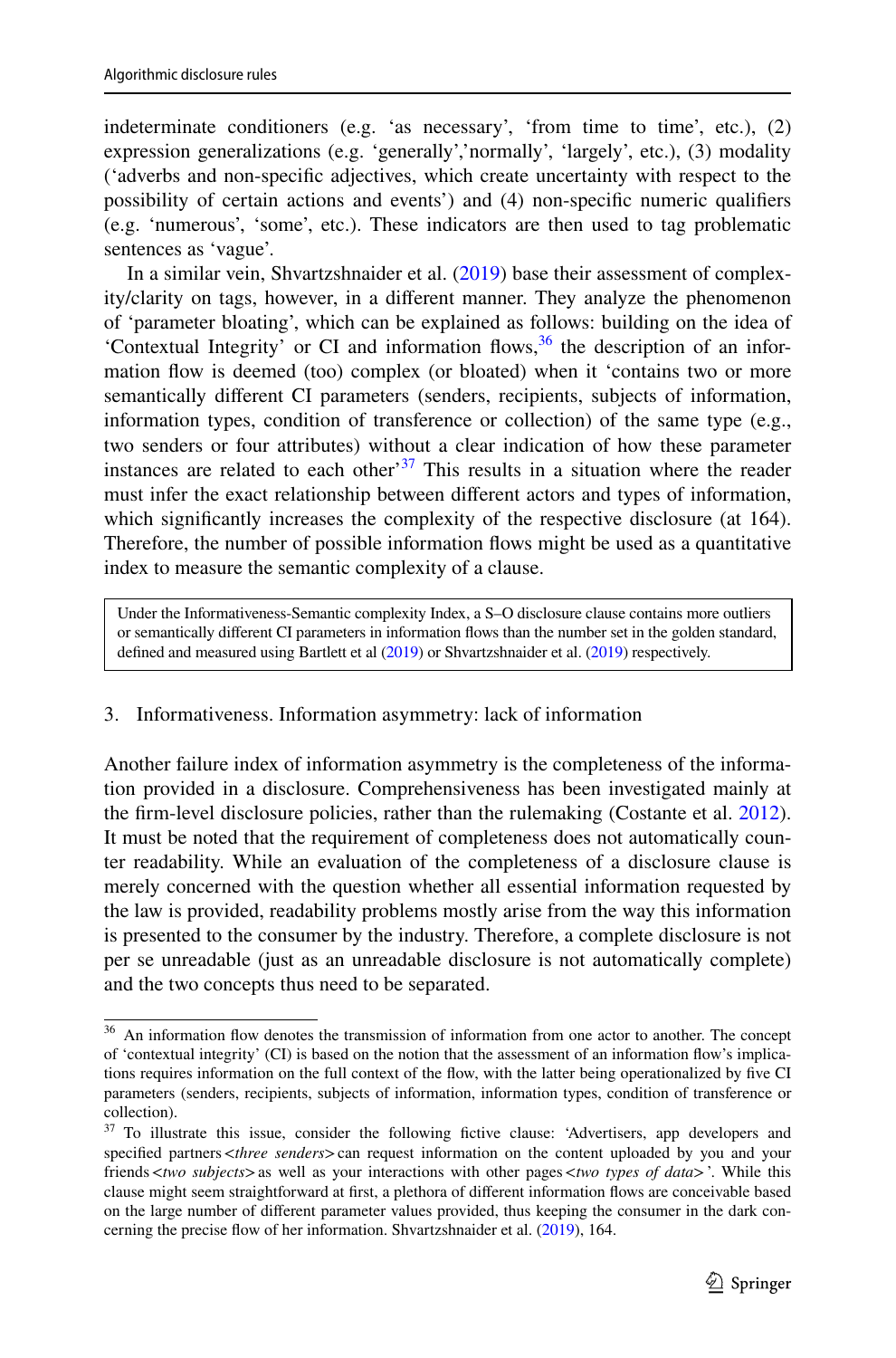indeterminate conditioners (e.g. 'as necessary', 'from time to time', etc.), (2) expression generalizations (e.g. 'generally','normally', 'largely', etc.), (3) modality ('adverbs and non-specific adjectives, which create uncertainty with respect to the possibility of certain actions and events') and (4) non-specific numeric qualifiers (e.g. 'numerous', 'some', etc.). These indicators are then used to tag problematic sentences as 'vague'.

In a similar vein, Shvartzshnaider et al. (2019) base their assessment of complexity/clarity on tags, however, in a different manner. They analyze the phenomenon of 'parameter bloating', which can be explained as follows: building on the idea of 'Contextual Integrity' or CI and information flows,[36] the description of an information flow is deemed (too) complex (or bloated) when it 'contains two or more semantically different CI parameters (senders, recipients, subjects of information, information types, condition of transference or collection) of the same type (e.g., two senders or four attributes) without a clear indication of how these parameter instances are related to each other'[37] This results in a situation where the reader must infer the exact relationship between different actors and types of information, which significantly increases the complexity of the respective disclosure (at 164). Therefore, the number of possible information flows might be used as a quantitative index to measure the semantic complexity of a clause.

> Under the Informativeness-Semantic complexity Index, a S–O disclosure clause contains more outliers or semantically different CI parameters in information flows than the number set in the golden standard, defined and measured using Bartlett et al (2019) or Shvartzshnaider et al. (2019) respectively.

3. Informativeness. Information asymmetry: lack of information

Another failure index of information asymmetry is the completeness of the information provided in a disclosure. Comprehensiveness has been investigated mainly at the firm-level disclosure policies, rather than the rulemaking (Costante et al. 2012). It must be noted that the requirement of completeness does not automatically counter readability. While an evaluation of the completeness of a disclosure clause is merely concerned with the question whether all essential information requested by the law is provided, readability problems mostly arise from the way this information is presented to the consumer by the industry. Therefore, a complete disclosure is not per se unreadable (just as an unreadable disclosure is not automatically complete) and the two concepts thus need to be separated.

---

[36] An information flow denotes the transmission of information from one actor to another. The concept of 'contextual integrity' (CI) is based on the notion that the assessment of an information flow's implications requires information on the full context of the flow, with the latter being operationalized by five CI parameters (senders, recipients, subjects of information, information types, condition of transference or collection).

[37] To illustrate this issue, consider the following fictive clause: 'Advertisers, app developers and specified partners <*three senders*> can request information on the content uploaded by you and your friends <*two subjects*> as well as your interactions with other pages <*two types of data*>'. While this clause might seem straightforward at first, a plethora of different information flows are conceivable based on the large number of different parameter values provided, thus keeping the consumer in the dark concerning the precise flow of her information. Shvartzshnaider et al. (2019), 164.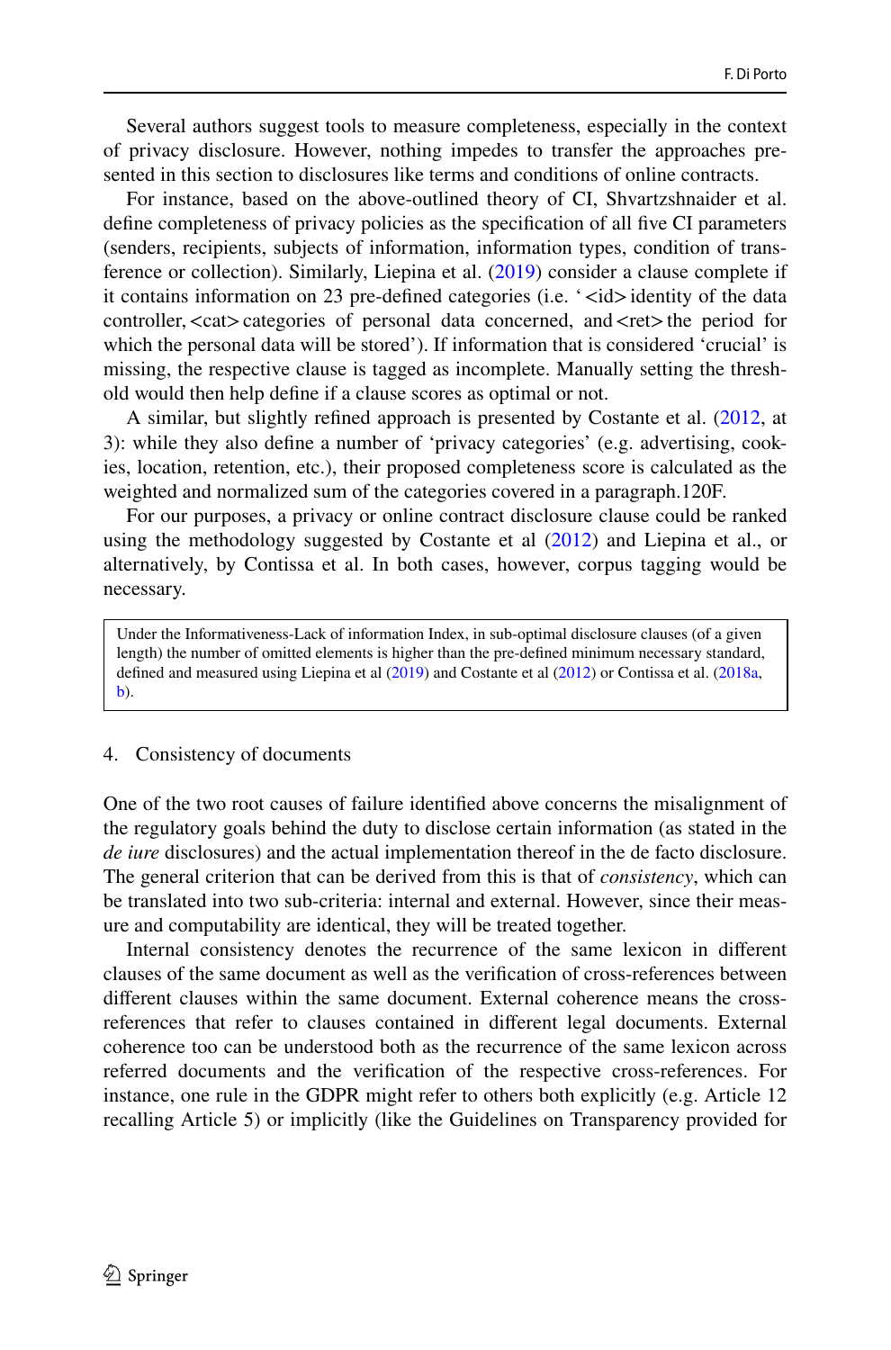Several authors suggest tools to measure completeness, especially in the context of privacy disclosure. However, nothing impedes to transfer the approaches presented in this section to disclosures like terms and conditions of online contracts.

For instance, based on the above-outlined theory of CI, Shvartzshnaider et al. define completeness of privacy policies as the specification of all five CI parameters (senders, recipients, subjects of information, information types, condition of transference or collection). Similarly, Liepina et al. (2019) consider a clause complete if it contains information on 23 pre-defined categories (i.e. '<id> identity of the data controller, <cat> categories of personal data concerned, and <ret> the period for which the personal data will be stored'). If information that is considered 'crucial' is missing, the respective clause is tagged as incomplete. Manually setting the threshold would then help define if a clause scores as optimal or not.

A similar, but slightly refined approach is presented by Costante et al. (2012, at 3): while they also define a number of 'privacy categories' (e.g. advertising, cookies, location, retention, etc.), their proposed completeness score is calculated as the weighted and normalized sum of the categories covered in a paragraph.120F.

For our purposes, a privacy or online contract disclosure clause could be ranked using the methodology suggested by Costante et al (2012) and Liepina et al., or alternatively, by Contissa et al. In both cases, however, corpus tagging would be necessary.

> Under the Informativeness-Lack of information Index, in sub-optimal disclosure clauses (of a given length) the number of omitted elements is higher than the pre-defined minimum necessary standard, defined and measured using Liepina et al (2019) and Costante et al (2012) or Contissa et al. (2018a, b).

4. Consistency of documents

One of the two root causes of failure identified above concerns the misalignment of the regulatory goals behind the duty to disclose certain information (as stated in the *de iure* disclosures) and the actual implementation thereof in the de facto disclosure. The general criterion that can be derived from this is that of *consistency*, which can be translated into two sub-criteria: internal and external. However, since their measure and computability are identical, they will be treated together.

Internal consistency denotes the recurrence of the same lexicon in different clauses of the same document as well as the verification of cross-references between different clauses within the same document. External coherence means the cross-references that refer to clauses contained in different legal documents. External coherence too can be understood both as the recurrence of the same lexicon across referred documents and the verification of the respective cross-references. For instance, one rule in the GDPR might refer to others both explicitly (e.g. Article 12 recalling Article 5) or implicitly (like the Guidelines on Transparency provided for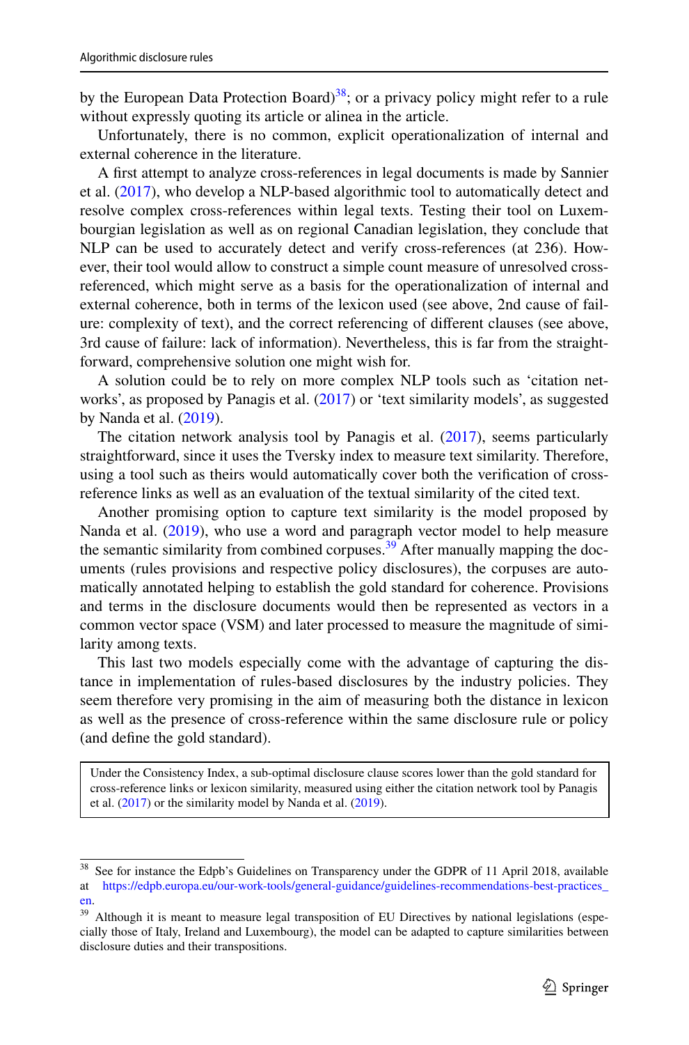by the European Data Protection Board)[38]; or a privacy policy might refer to a rule without expressly quoting its article or alinea in the article.

Unfortunately, there is no common, explicit operationalization of internal and external coherence in the literature.

A first attempt to analyze cross-references in legal documents is made by Sannier et al. (2017), who develop a NLP-based algorithmic tool to automatically detect and resolve complex cross-references within legal texts. Testing their tool on Luxembourgian legislation as well as on regional Canadian legislation, they conclude that NLP can be used to accurately detect and verify cross-references (at 236). However, their tool would allow to construct a simple count measure of unresolved cross-referenced, which might serve as a basis for the operationalization of internal and external coherence, both in terms of the lexicon used (see above, 2nd cause of failure: complexity of text), and the correct referencing of different clauses (see above, 3rd cause of failure: lack of information). Nevertheless, this is far from the straightforward, comprehensive solution one might wish for.

A solution could be to rely on more complex NLP tools such as 'citation networks', as proposed by Panagis et al. (2017) or 'text similarity models', as suggested by Nanda et al. (2019).

The citation network analysis tool by Panagis et al. (2017), seems particularly straightforward, since it uses the Tversky index to measure text similarity. Therefore, using a tool such as theirs would automatically cover both the verification of cross-reference links as well as an evaluation of the textual similarity of the cited text.

Another promising option to capture text similarity is the model proposed by Nanda et al. (2019), who use a word and paragraph vector model to help measure the semantic similarity from combined corpuses.[39] After manually mapping the documents (rules provisions and respective policy disclosures), the corpuses are automatically annotated helping to establish the gold standard for coherence. Provisions and terms in the disclosure documents would then be represented as vectors in a common vector space (VSM) and later processed to measure the magnitude of similarity among texts.

This last two models especially come with the advantage of capturing the distance in implementation of rules-based disclosures by the industry policies. They seem therefore very promising in the aim of measuring both the distance in lexicon as well as the presence of cross-reference within the same disclosure rule or policy (and define the gold standard).

> Under the Consistency Index, a sub-optimal disclosure clause scores lower than the gold standard for cross-reference links or lexicon similarity, measured using either the citation network tool by Panagis et al. (2017) or the similarity model by Nanda et al. (2019).

---

[38] See for instance the Edpb's Guidelines on Transparency under the GDPR of 11 April 2018, available at https://edpb.europa.eu/our-work-tools/general-guidance/guidelines-recommendations-best-practices_en.

[39] Although it is meant to measure legal transposition of EU Directives by national legislations (especially those of Italy, Ireland and Luxembourg), the model can be adapted to capture similarities between disclosure duties and their transpositions.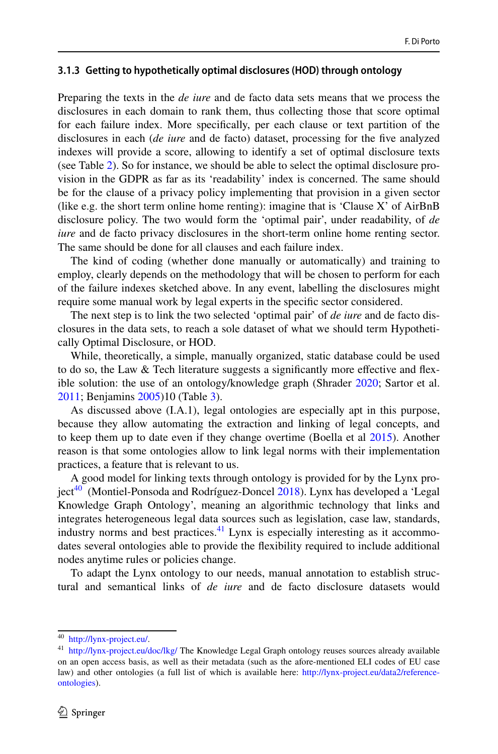### 3.1.3 Getting to hypothetically optimal disclosures (HOD) through ontology

Preparing the texts in the *de iure* and de facto data sets means that we process the disclosures in each domain to rank them, thus collecting those that score optimal for each failure index. More specifically, per each clause or text partition of the disclosures in each (*de iure* and de facto) dataset, processing for the five analyzed indexes will provide a score, allowing to identify a set of optimal disclosure texts (see Table 2). So for instance, we should be able to select the optimal disclosure provision in the GDPR as far as its 'readability' index is concerned. The same should be for the clause of a privacy policy implementing that provision in a given sector (like e.g. the short term online home renting): imagine that is 'Clause X' of AirBnB disclosure policy. The two would form the 'optimal pair', under readability, of *de iure* and de facto privacy disclosures in the short-term online home renting sector. The same should be done for all clauses and each failure index.

The kind of coding (whether done manually or automatically) and training to employ, clearly depends on the methodology that will be chosen to perform for each of the failure indexes sketched above. In any event, labelling the disclosures might require some manual work by legal experts in the specific sector considered.

The next step is to link the two selected 'optimal pair' of *de iure* and de facto disclosures in the data sets, to reach a sole dataset of what we should term Hypothetically Optimal Disclosure, or HOD.

While, theoretically, a simple, manually organized, static database could be used to do so, the Law & Tech literature suggests a significantly more effective and flexible solution: the use of an ontology/knowledge graph (Shrader 2020; Sartor et al. 2011; Benjamins 2005)10 (Table 3).

As discussed above (I.A.1), legal ontologies are especially apt in this purpose, because they allow automating the extraction and linking of legal concepts, and to keep them up to date even if they change overtime (Boella et al 2015). Another reason is that some ontologies allow to link legal norms with their implementation practices, a feature that is relevant to us.

A good model for linking texts through ontology is provided for by the Lynx project[40] (Montiel-Ponsoda and Rodríguez-Doncel 2018). Lynx has developed a 'Legal Knowledge Graph Ontology', meaning an algorithmic technology that links and integrates heterogeneous legal data sources such as legislation, case law, standards, industry norms and best practices.[41] Lynx is especially interesting as it accommodates several ontologies able to provide the flexibility required to include additional nodes anytime rules or policies change.

To adapt the Lynx ontology to our needs, manual annotation to establish structural and semantical links of *de iure* and de facto disclosure datasets would

---

[40] http://lynx-project.eu/.

[41] http://lynx-project.eu/doc/lkg/ The Knowledge Legal Graph ontology reuses sources already available on an open access basis, as well as their metadata (such as the afore-mentioned ELI codes of EU case law) and other ontologies (a full list of which is available here: http://lynx-project.eu/data2/reference-ontologies).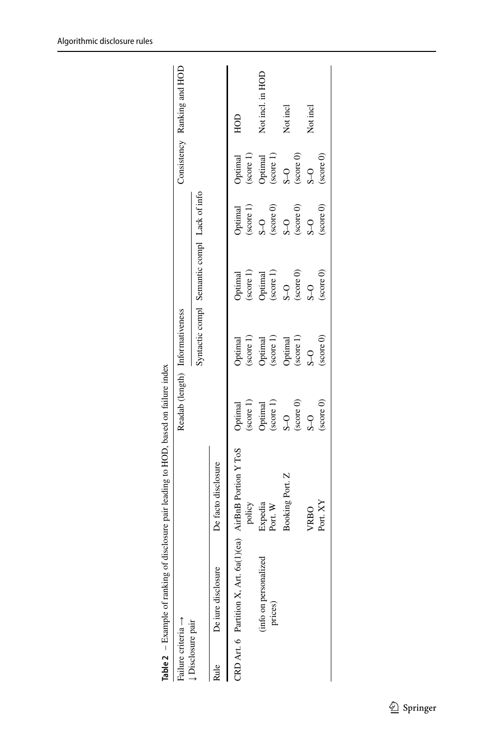**Table 2** – Example of ranking of disclosure pair leading to HOD, based on failure index

| Failure criteria → ↓ Disclosure pair | | | Readab (length) | Informativeness | | | Consistency | Ranking and HOD |
|---|---|---|---|---|---|---|---|---|
| | | | | Syntactic compl | Semantic compl | Lack of info | | |
| Rule | De iure disclosure | De facto disclosure | | | | | | |
| CRD Art. 6 | Partition X, Art. 6a(1)(ea) (info on personalized prices) | AirBnB Portion Y ToS policy | Optimal (score 1) | Optimal (score 1) | Optimal (score 1) | Optimal (score 1) | Optimal (score 1) | HOD |
| | | Expedia Port. W | Optimal (score 1) | Optimal (score 1) | Optimal (score 1) | S–O (score 0) | Optimal (score 1) | Not incl. in HOD |
| | | Booking Port. Z | S–O (score 0) | Optimal (score 1) | S–O (score 0) | S–O (score 0) | S–O (score 0) | Not incl |
| | | VRBO Port. XY | S–O (score 0) | S–O (score 0) | S–O (score 0) | S–O (score 0) | S–O (score 0) | Not incl |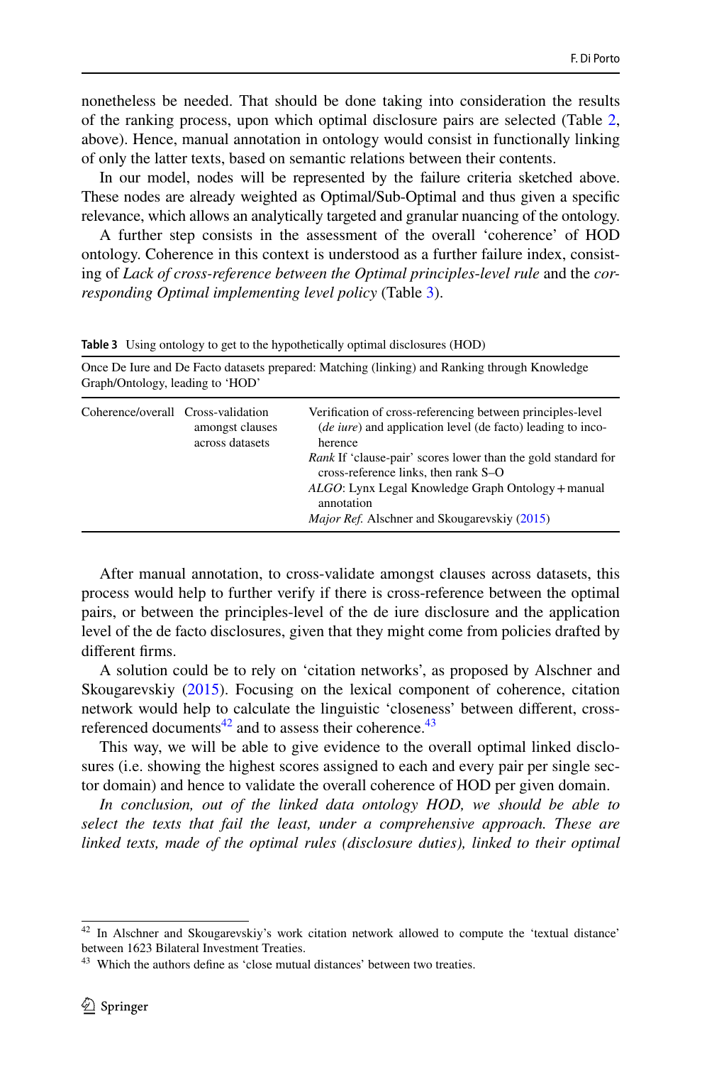nonetheless be needed. That should be done taking into consideration the results of the ranking process, upon which optimal disclosure pairs are selected (Table 2, above). Hence, manual annotation in ontology would consist in functionally linking of only the latter texts, based on semantic relations between their contents.

In our model, nodes will be represented by the failure criteria sketched above. These nodes are already weighted as Optimal/Sub-Optimal and thus given a specific relevance, which allows an analytically targeted and granular nuancing of the ontology.

A further step consists in the assessment of the overall 'coherence' of HOD ontology. Coherence in this context is understood as a further failure index, consisting of *Lack of cross-reference between the Optimal principles-level rule* and the *corresponding Optimal implementing level policy* (Table 3).

**Table 3** Using ontology to get to the hypothetically optimal disclosures (HOD)

| Once De Iure and De Facto datasets prepared: Matching (linking) and Ranking through Knowledge Graph/Ontology, leading to 'HOD' | | |
|---|---|---|
| Coherence/overall | Cross-validation amongst clauses across datasets | Verification of cross-referencing between principles-level (*de iure*) and application level (de facto) leading to incoherence<br>*Rank* If 'clause-pair' scores lower than the gold standard for cross-reference links, then rank S–O<br>*ALGO*: Lynx Legal Knowledge Graph Ontology + manual annotation<br>*Major Ref.* Alschner and Skougarevskiy (2015) |

After manual annotation, to cross-validate amongst clauses across datasets, this process would help to further verify if there is cross-reference between the optimal pairs, or between the principles-level of the de iure disclosure and the application level of the de facto disclosures, given that they might come from policies drafted by different firms.

A solution could be to rely on 'citation networks', as proposed by Alschner and Skougarevskiy (2015). Focusing on the lexical component of coherence, citation network would help to calculate the linguistic 'closeness' between different, cross-referenced documents[42] and to assess their coherence.[43]

This way, we will be able to give evidence to the overall optimal linked disclosures (i.e. showing the highest scores assigned to each and every pair per single sector domain) and hence to validate the overall coherence of HOD per given domain.

*In conclusion, out of the linked data ontology HOD, we should be able to select the texts that fail the least, under a comprehensive approach. These are linked texts, made of the optimal rules (disclosure duties), linked to their optimal*

---

[42] In Alschner and Skougarevskiy's work citation network allowed to compute the 'textual distance' between 1623 Bilateral Investment Treaties.

[43] Which the authors define as 'close mutual distances' between two treaties.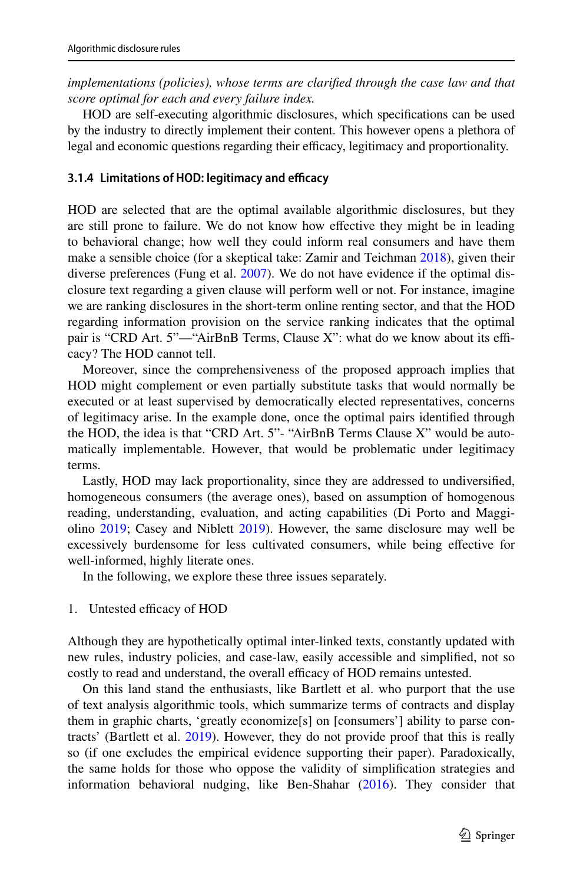*implementations (policies), whose terms are clarified through the case law and that score optimal for each and every failure index.*

HOD are self-executing algorithmic disclosures, which specifications can be used by the industry to directly implement their content. This however opens a plethora of legal and economic questions regarding their efficacy, legitimacy and proportionality.

#### 3.1.4 Limitations of HOD: legitimacy and efficacy

HOD are selected that are the optimal available algorithmic disclosures, but they are still prone to failure. We do not know how effective they might be in leading to behavioral change; how well they could inform real consumers and have them make a sensible choice (for a skeptical take: Zamir and Teichman 2018), given their diverse preferences (Fung et al. 2007). We do not have evidence if the optimal disclosure text regarding a given clause will perform well or not. For instance, imagine we are ranking disclosures in the short-term online renting sector, and that the HOD regarding information provision on the service ranking indicates that the optimal pair is "CRD Art. 5"—"AirBnB Terms, Clause X": what do we know about its efficacy? The HOD cannot tell.

Moreover, since the comprehensiveness of the proposed approach implies that HOD might complement or even partially substitute tasks that would normally be executed or at least supervised by democratically elected representatives, concerns of legitimacy arise. In the example done, once the optimal pairs identified through the HOD, the idea is that "CRD Art. 5"- "AirBnB Terms Clause X" would be automatically implementable. However, that would be problematic under legitimacy terms.

Lastly, HOD may lack proportionality, since they are addressed to undiversified, homogeneous consumers (the average ones), based on assumption of homogenous reading, understanding, evaluation, and acting capabilities (Di Porto and Maggiolino 2019; Casey and Niblett 2019). However, the same disclosure may well be excessively burdensome for less cultivated consumers, while being effective for well-informed, highly literate ones.

In the following, we explore these three issues separately.

1. Untested efficacy of HOD

Although they are hypothetically optimal inter-linked texts, constantly updated with new rules, industry policies, and case-law, easily accessible and simplified, not so costly to read and understand, the overall efficacy of HOD remains untested.

On this land stand the enthusiasts, like Bartlett et al. who purport that the use of text analysis algorithmic tools, which summarize terms of contracts and display them in graphic charts, 'greatly economize[s] on [consumers'] ability to parse contracts' (Bartlett et al. 2019). However, they do not provide proof that this is really so (if one excludes the empirical evidence supporting their paper). Paradoxically, the same holds for those who oppose the validity of simplification strategies and information behavioral nudging, like Ben-Shahar (2016). They consider that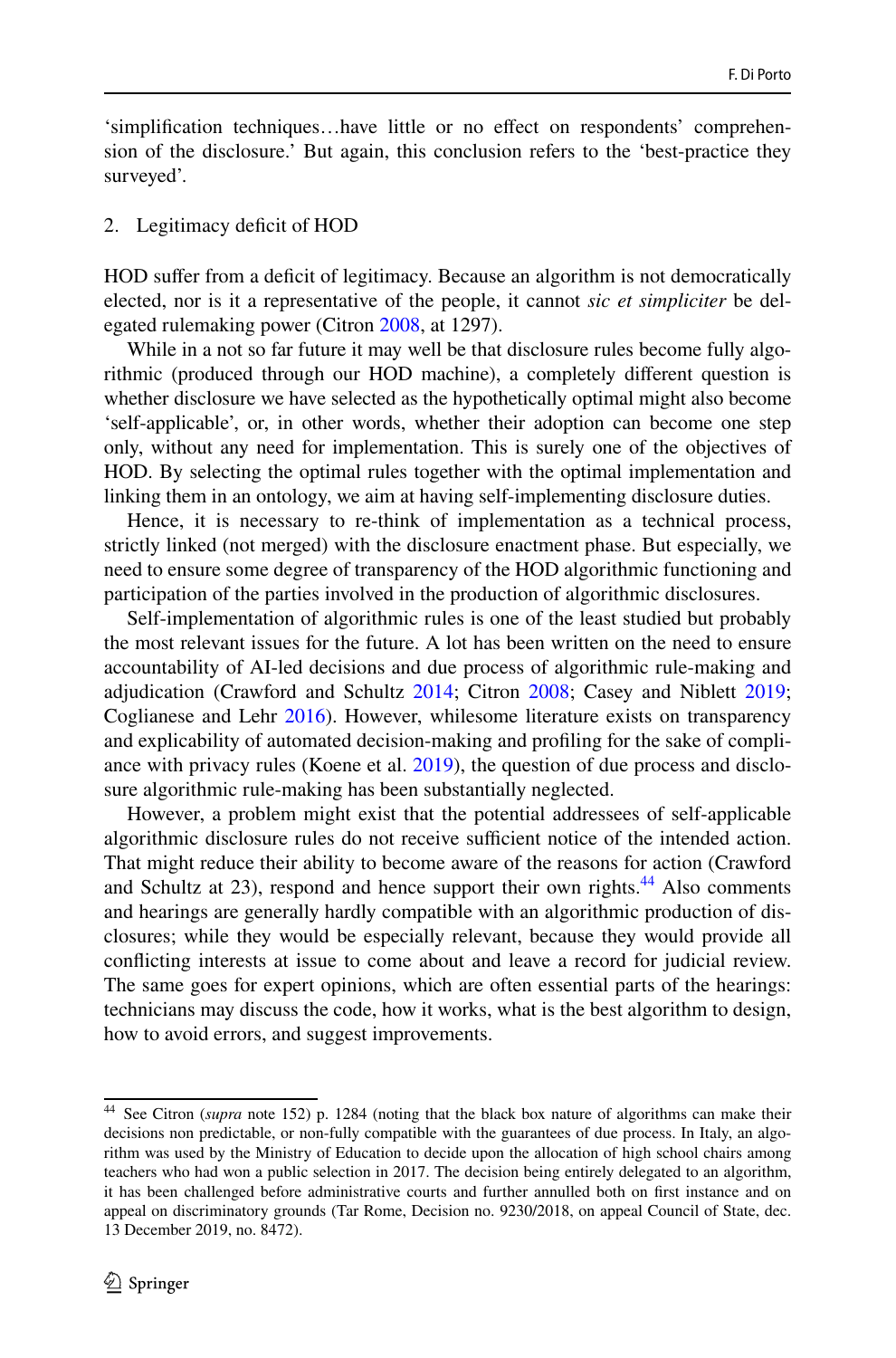'simplification techniques…have little or no effect on respondents' comprehension of the disclosure.' But again, this conclusion refers to the 'best-practice they surveyed'.

2. Legitimacy deficit of HOD

HOD suffer from a deficit of legitimacy. Because an algorithm is not democratically elected, nor is it a representative of the people, it cannot *sic et simpliciter* be delegated rulemaking power (Citron 2008, at 1297).

While in a not so far future it may well be that disclosure rules become fully algorithmic (produced through our HOD machine), a completely different question is whether disclosure we have selected as the hypothetically optimal might also become 'self-applicable', or, in other words, whether their adoption can become one step only, without any need for implementation. This is surely one of the objectives of HOD. By selecting the optimal rules together with the optimal implementation and linking them in an ontology, we aim at having self-implementing disclosure duties.

Hence, it is necessary to re-think of implementation as a technical process, strictly linked (not merged) with the disclosure enactment phase. But especially, we need to ensure some degree of transparency of the HOD algorithmic functioning and participation of the parties involved in the production of algorithmic disclosures.

Self-implementation of algorithmic rules is one of the least studied but probably the most relevant issues for the future. A lot has been written on the need to ensure accountability of AI-led decisions and due process of algorithmic rule-making and adjudication (Crawford and Schultz 2014; Citron 2008; Casey and Niblett 2019; Coglianese and Lehr 2016). However, whilesome literature exists on transparency and explicability of automated decision-making and profiling for the sake of compliance with privacy rules (Koene et al. 2019), the question of due process and disclosure algorithmic rule-making has been substantially neglected.

However, a problem might exist that the potential addressees of self-applicable algorithmic disclosure rules do not receive sufficient notice of the intended action. That might reduce their ability to become aware of the reasons for action (Crawford and Schultz at 23), respond and hence support their own rights.[44] Also comments and hearings are generally hardly compatible with an algorithmic production of disclosures; while they would be especially relevant, because they would provide all conflicting interests at issue to come about and leave a record for judicial review. The same goes for expert opinions, which are often essential parts of the hearings: technicians may discuss the code, how it works, what is the best algorithm to design, how to avoid errors, and suggest improvements.

[44] See Citron (*supra* note 152) p. 1284 (noting that the black box nature of algorithms can make their decisions non predictable, or non-fully compatible with the guarantees of due process. In Italy, an algorithm was used by the Ministry of Education to decide upon the allocation of high school chairs among teachers who had won a public selection in 2017. The decision being entirely delegated to an algorithm, it has been challenged before administrative courts and further annulled both on first instance and on appeal on discriminatory grounds (Tar Rome, Decision no. 9230/2018, on appeal Council of State, dec. 13 December 2019, no. 8472).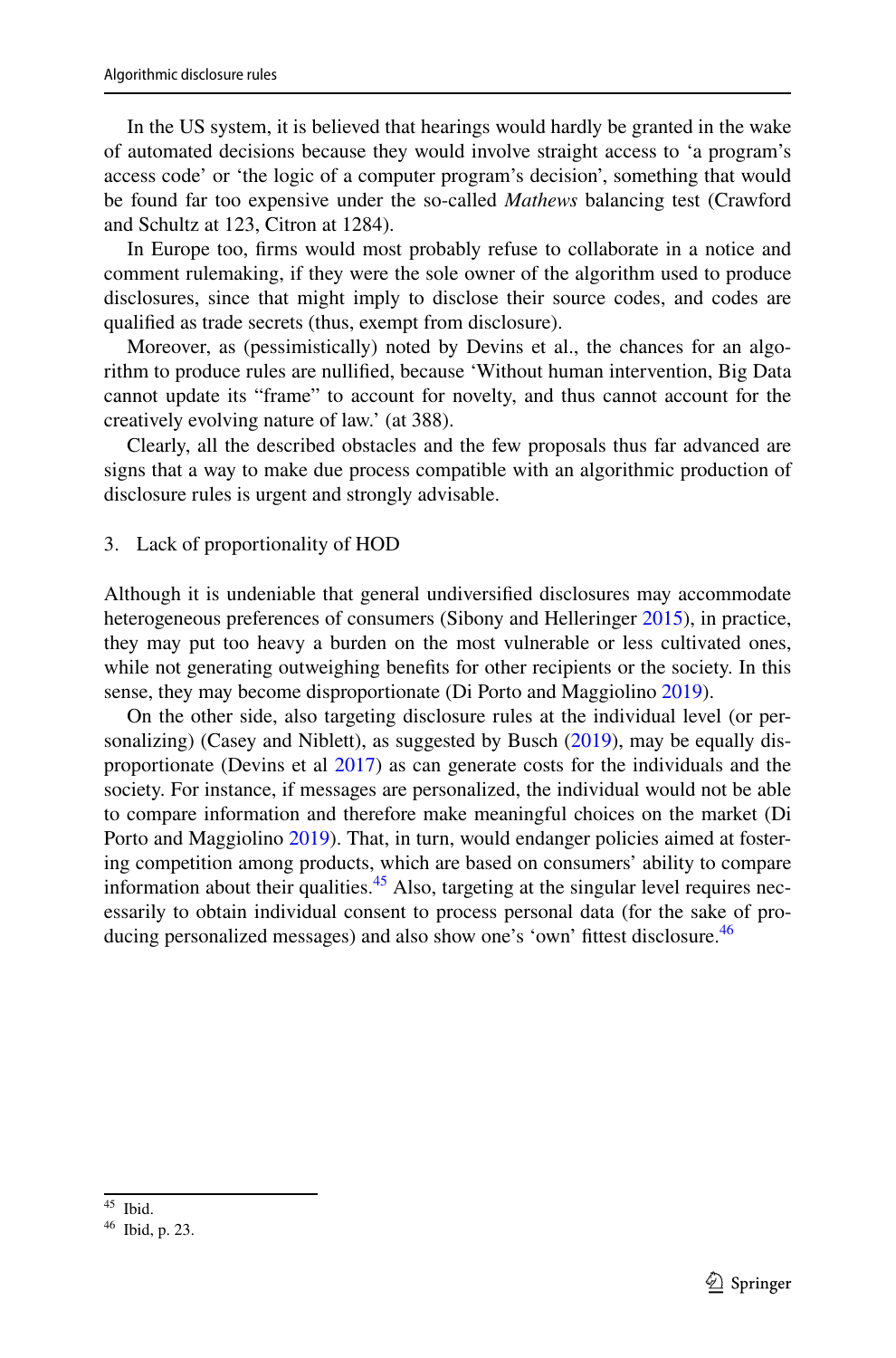In the US system, it is believed that hearings would hardly be granted in the wake of automated decisions because they would involve straight access to 'a program's access code' or 'the logic of a computer program's decision', something that would be found far too expensive under the so-called *Mathews* balancing test (Crawford and Schultz at 123, Citron at 1284).

In Europe too, firms would most probably refuse to collaborate in a notice and comment rulemaking, if they were the sole owner of the algorithm used to produce disclosures, since that might imply to disclose their source codes, and codes are qualified as trade secrets (thus, exempt from disclosure).

Moreover, as (pessimistically) noted by Devins et al., the chances for an algorithm to produce rules are nullified, because 'Without human intervention, Big Data cannot update its "frame" to account for novelty, and thus cannot account for the creatively evolving nature of law.' (at 388).

Clearly, all the described obstacles and the few proposals thus far advanced are signs that a way to make due process compatible with an algorithmic production of disclosure rules is urgent and strongly advisable.

3. Lack of proportionality of HOD

Although it is undeniable that general undiversified disclosures may accommodate heterogeneous preferences of consumers (Sibony and Helleringer 2015), in practice, they may put too heavy a burden on the most vulnerable or less cultivated ones, while not generating outweighing benefits for other recipients or the society. In this sense, they may become disproportionate (Di Porto and Maggiolino 2019).

On the other side, also targeting disclosure rules at the individual level (or personalizing) (Casey and Niblett), as suggested by Busch (2019), may be equally disproportionate (Devins et al 2017) as can generate costs for the individuals and the society. For instance, if messages are personalized, the individual would not be able to compare information and therefore make meaningful choices on the market (Di Porto and Maggiolino 2019). That, in turn, would endanger policies aimed at fostering competition among products, which are based on consumers' ability to compare information about their qualities.[45] Also, targeting at the singular level requires necessarily to obtain individual consent to process personal data (for the sake of producing personalized messages) and also show one's 'own' fittest disclosure.[46]

[45] Ibid.

[46] Ibid, p. 23.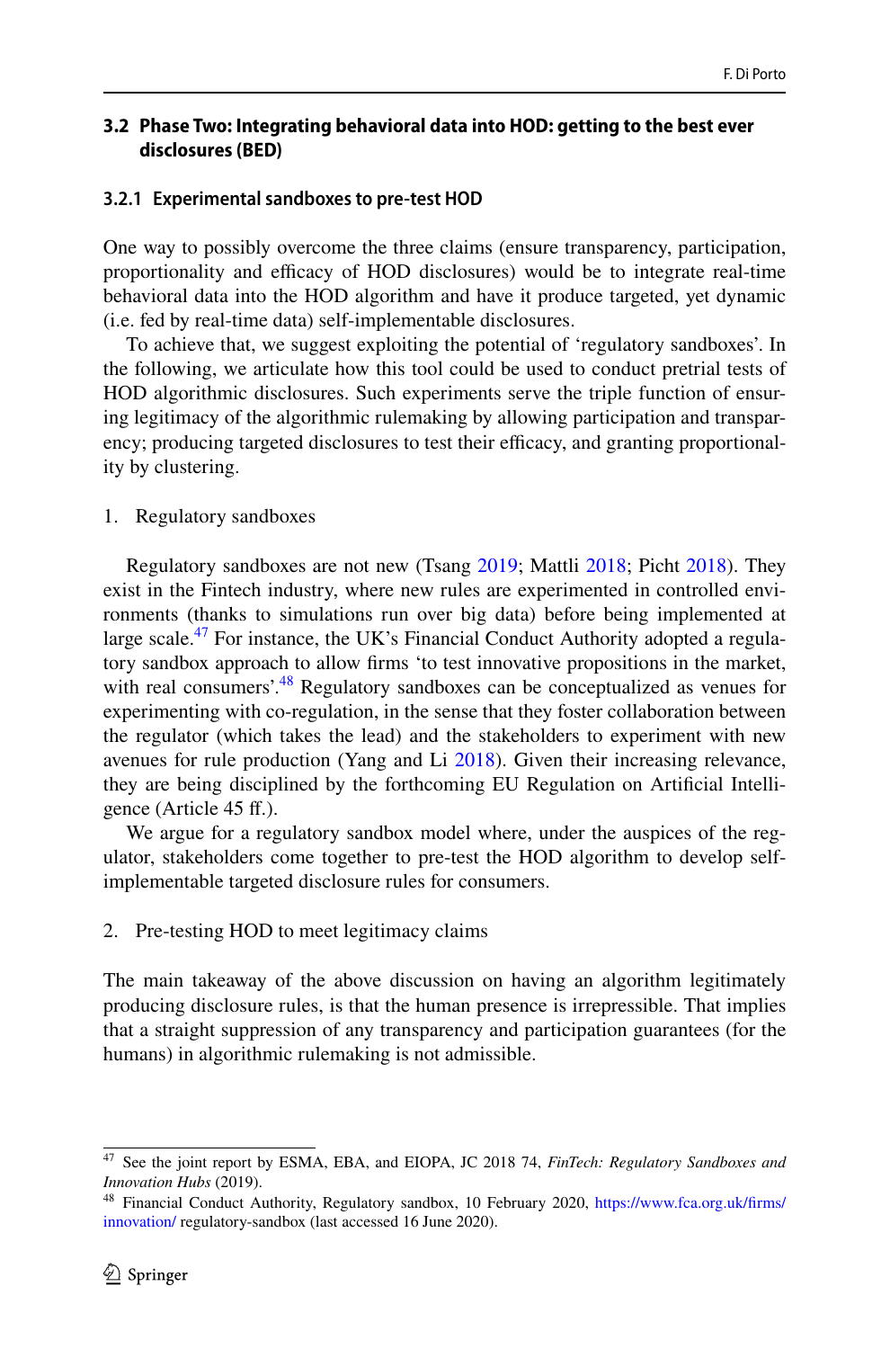### 3.2 Phase Two: Integrating behavioral data into HOD: getting to the best ever disclosures (BED)

#### 3.2.1 Experimental sandboxes to pre-test HOD

One way to possibly overcome the three claims (ensure transparency, participation, proportionality and efficacy of HOD disclosures) would be to integrate real-time behavioral data into the HOD algorithm and have it produce targeted, yet dynamic (i.e. fed by real-time data) self-implementable disclosures.

To achieve that, we suggest exploiting the potential of 'regulatory sandboxes'. In the following, we articulate how this tool could be used to conduct pretrial tests of HOD algorithmic disclosures. Such experiments serve the triple function of ensuring legitimacy of the algorithmic rulemaking by allowing participation and transparency; producing targeted disclosures to test their efficacy, and granting proportionality by clustering.

1. Regulatory sandboxes

Regulatory sandboxes are not new (Tsang 2019; Mattli 2018; Picht 2018). They exist in the Fintech industry, where new rules are experimented in controlled environments (thanks to simulations run over big data) before being implemented at large scale.[47] For instance, the UK's Financial Conduct Authority adopted a regulatory sandbox approach to allow firms 'to test innovative propositions in the market, with real consumers'.[48] Regulatory sandboxes can be conceptualized as venues for experimenting with co-regulation, in the sense that they foster collaboration between the regulator (which takes the lead) and the stakeholders to experiment with new avenues for rule production (Yang and Li 2018). Given their increasing relevance, they are being disciplined by the forthcoming EU Regulation on Artificial Intelligence (Article 45 ff.).

We argue for a regulatory sandbox model where, under the auspices of the regulator, stakeholders come together to pre-test the HOD algorithm to develop self-implementable targeted disclosure rules for consumers.

2. Pre-testing HOD to meet legitimacy claims

The main takeaway of the above discussion on having an algorithm legitimately producing disclosure rules, is that the human presence is irrepressible. That implies that a straight suppression of any transparency and participation guarantees (for the humans) in algorithmic rulemaking is not admissible.

---

[47] See the joint report by ESMA, EBA, and EIOPA, JC 2018 74, *FinTech: Regulatory Sandboxes and Innovation Hubs* (2019).

[48] Financial Conduct Authority, Regulatory sandbox, 10 February 2020, https://www.fca.org.uk/firms/innovation/ regulatory-sandbox (last accessed 16 June 2020).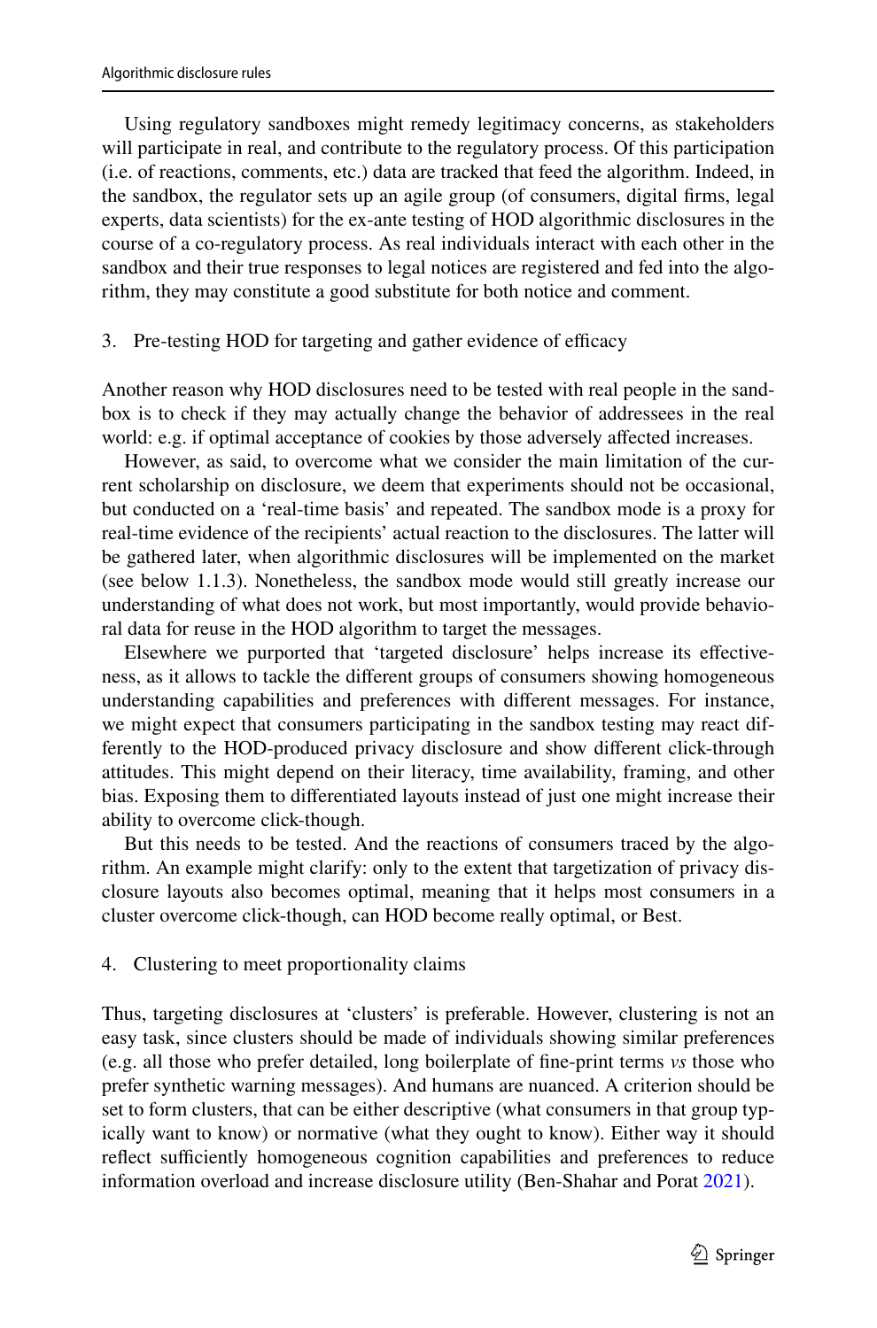Using regulatory sandboxes might remedy legitimacy concerns, as stakeholders will participate in real, and contribute to the regulatory process. Of this participation (i.e. of reactions, comments, etc.) data are tracked that feed the algorithm. Indeed, in the sandbox, the regulator sets up an agile group (of consumers, digital firms, legal experts, data scientists) for the ex-ante testing of HOD algorithmic disclosures in the course of a co-regulatory process. As real individuals interact with each other in the sandbox and their true responses to legal notices are registered and fed into the algorithm, they may constitute a good substitute for both notice and comment.

3. Pre-testing HOD for targeting and gather evidence of efficacy

Another reason why HOD disclosures need to be tested with real people in the sandbox is to check if they may actually change the behavior of addressees in the real world: e.g. if optimal acceptance of cookies by those adversely affected increases.

However, as said, to overcome what we consider the main limitation of the current scholarship on disclosure, we deem that experiments should not be occasional, but conducted on a 'real-time basis' and repeated. The sandbox mode is a proxy for real-time evidence of the recipients' actual reaction to the disclosures. The latter will be gathered later, when algorithmic disclosures will be implemented on the market (see below 1.1.3). Nonetheless, the sandbox mode would still greatly increase our understanding of what does not work, but most importantly, would provide behavioral data for reuse in the HOD algorithm to target the messages.

Elsewhere we purported that 'targeted disclosure' helps increase its effectiveness, as it allows to tackle the different groups of consumers showing homogeneous understanding capabilities and preferences with different messages. For instance, we might expect that consumers participating in the sandbox testing may react differently to the HOD-produced privacy disclosure and show different click-through attitudes. This might depend on their literacy, time availability, framing, and other bias. Exposing them to differentiated layouts instead of just one might increase their ability to overcome click-though.

But this needs to be tested. And the reactions of consumers traced by the algorithm. An example might clarify: only to the extent that targetization of privacy disclosure layouts also becomes optimal, meaning that it helps most consumers in a cluster overcome click-though, can HOD become really optimal, or Best.

4. Clustering to meet proportionality claims

Thus, targeting disclosures at 'clusters' is preferable. However, clustering is not an easy task, since clusters should be made of individuals showing similar preferences (e.g. all those who prefer detailed, long boilerplate of fine-print terms *vs* those who prefer synthetic warning messages). And humans are nuanced. A criterion should be set to form clusters, that can be either descriptive (what consumers in that group typically want to know) or normative (what they ought to know). Either way it should reflect sufficiently homogeneous cognition capabilities and preferences to reduce information overload and increase disclosure utility (Ben-Shahar and Porat 2021).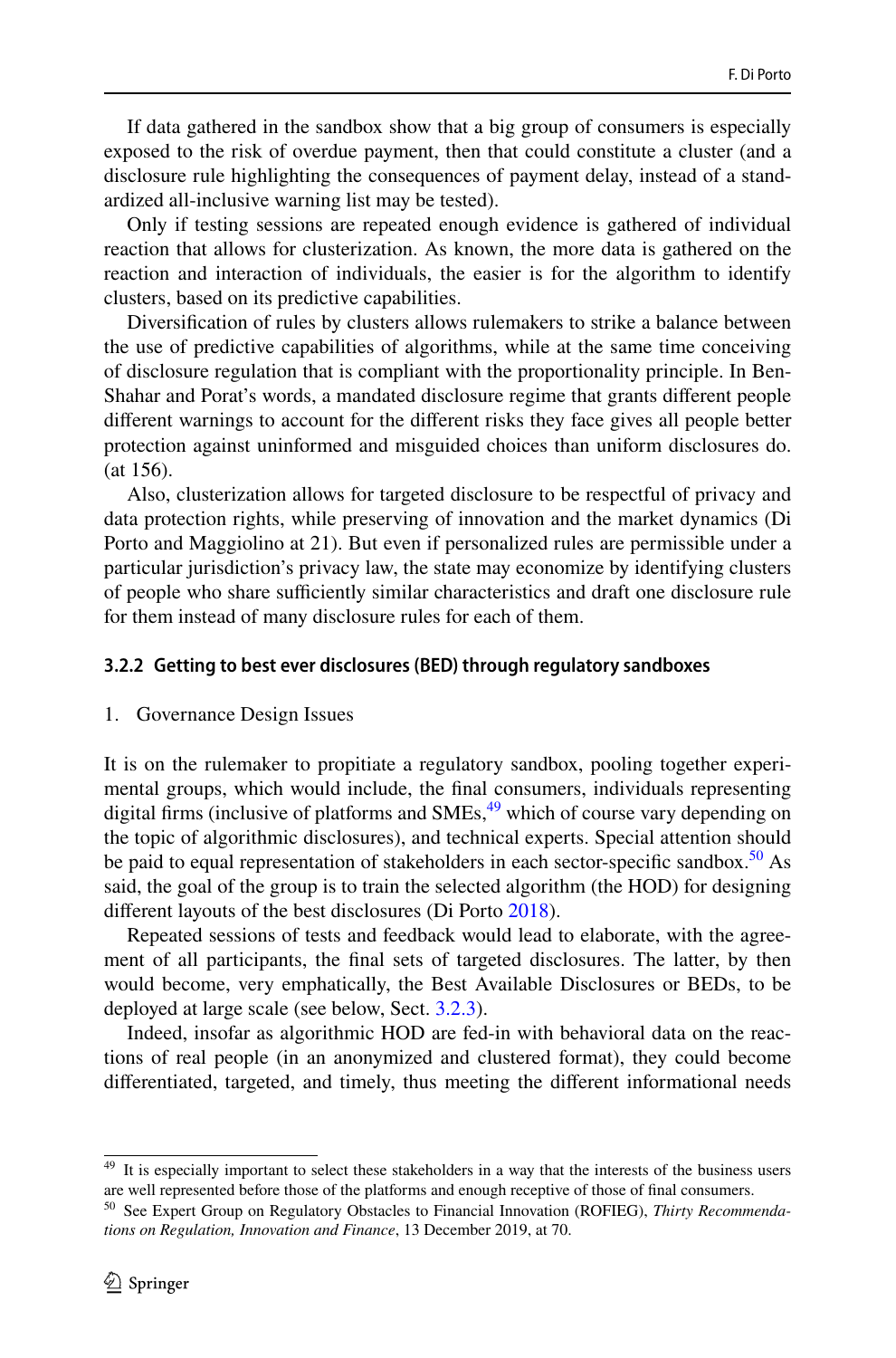If data gathered in the sandbox show that a big group of consumers is especially exposed to the risk of overdue payment, then that could constitute a cluster (and a disclosure rule highlighting the consequences of payment delay, instead of a standardized all-inclusive warning list may be tested).

Only if testing sessions are repeated enough evidence is gathered of individual reaction that allows for clusterization. As known, the more data is gathered on the reaction and interaction of individuals, the easier is for the algorithm to identify clusters, based on its predictive capabilities.

Diversification of rules by clusters allows rulemakers to strike a balance between the use of predictive capabilities of algorithms, while at the same time conceiving of disclosure regulation that is compliant with the proportionality principle. In Ben-Shahar and Porat's words, a mandated disclosure regime that grants different people different warnings to account for the different risks they face gives all people better protection against uninformed and misguided choices than uniform disclosures do. (at 156).

Also, clusterization allows for targeted disclosure to be respectful of privacy and data protection rights, while preserving of innovation and the market dynamics (Di Porto and Maggiolino at 21). But even if personalized rules are permissible under a particular jurisdiction's privacy law, the state may economize by identifying clusters of people who share sufficiently similar characteristics and draft one disclosure rule for them instead of many disclosure rules for each of them.

#### 3.2.2 Getting to best ever disclosures (BED) through regulatory sandboxes

1. Governance Design Issues

It is on the rulemaker to propitiate a regulatory sandbox, pooling together experimental groups, which would include, the final consumers, individuals representing digital firms (inclusive of platforms and SMEs,[49] which of course vary depending on the topic of algorithmic disclosures), and technical experts. Special attention should be paid to equal representation of stakeholders in each sector-specific sandbox.[50] As said, the goal of the group is to train the selected algorithm (the HOD) for designing different layouts of the best disclosures (Di Porto 2018).

Repeated sessions of tests and feedback would lead to elaborate, with the agreement of all participants, the final sets of targeted disclosures. The latter, by then would become, very emphatically, the Best Available Disclosures or BEDs, to be deployed at large scale (see below, Sect. 3.2.3).

Indeed, insofar as algorithmic HOD are fed-in with behavioral data on the reactions of real people (in an anonymized and clustered format), they could become differentiated, targeted, and timely, thus meeting the different informational needs

---

[49] It is especially important to select these stakeholders in a way that the interests of the business users are well represented before those of the platforms and enough receptive of those of final consumers.

[50] See Expert Group on Regulatory Obstacles to Financial Innovation (ROFIEG), *Thirty Recommendations on Regulation, Innovation and Finance*, 13 December 2019, at 70.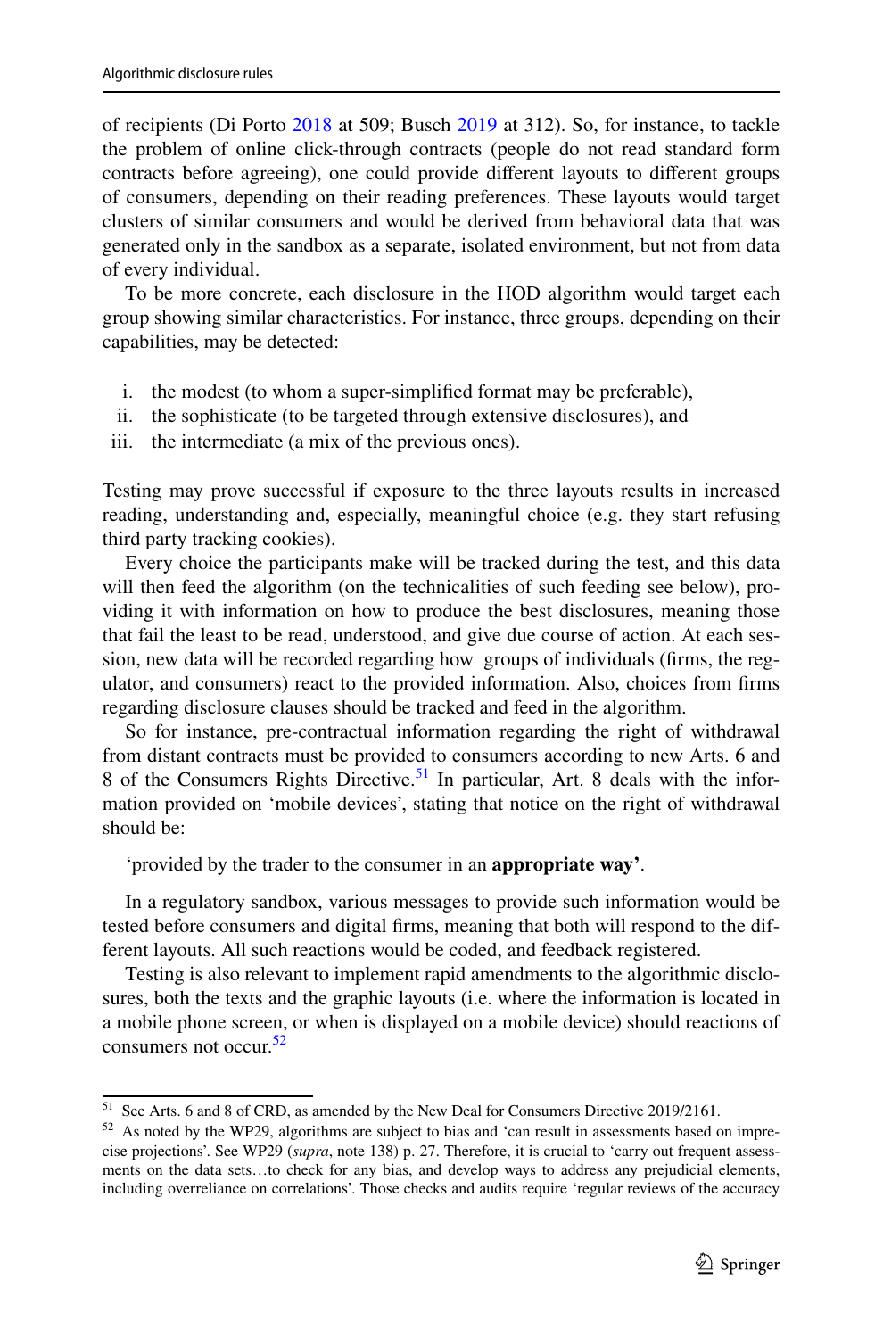of recipients (Di Porto 2018 at 509; Busch 2019 at 312). So, for instance, to tackle the problem of online click-through contracts (people do not read standard form contracts before agreeing), one could provide different layouts to different groups of consumers, depending on their reading preferences. These layouts would target clusters of similar consumers and would be derived from behavioral data that was generated only in the sandbox as a separate, isolated environment, but not from data of every individual.

To be more concrete, each disclosure in the HOD algorithm would target each group showing similar characteristics. For instance, three groups, depending on their capabilities, may be detected:

i. the modest (to whom a super-simplified format may be preferable),
ii. the sophisticate (to be targeted through extensive disclosures), and
iii. the intermediate (a mix of the previous ones).

Testing may prove successful if exposure to the three layouts results in increased reading, understanding and, especially, meaningful choice (e.g. they start refusing third party tracking cookies).

Every choice the participants make will be tracked during the test, and this data will then feed the algorithm (on the technicalities of such feeding see below), providing it with information on how to produce the best disclosures, meaning those that fail the least to be read, understood, and give due course of action. At each session, new data will be recorded regarding how groups of individuals (firms, the regulator, and consumers) react to the provided information. Also, choices from firms regarding disclosure clauses should be tracked and feed in the algorithm.

So for instance, pre-contractual information regarding the right of withdrawal from distant contracts must be provided to consumers according to new Arts. 6 and 8 of the Consumers Rights Directive.[51] In particular, Art. 8 deals with the information provided on 'mobile devices', stating that notice on the right of withdrawal should be:

'provided by the trader to the consumer in an **appropriate way'**.

In a regulatory sandbox, various messages to provide such information would be tested before consumers and digital firms, meaning that both will respond to the different layouts. All such reactions would be coded, and feedback registered.

Testing is also relevant to implement rapid amendments to the algorithmic disclosures, both the texts and the graphic layouts (i.e. where the information is located in a mobile phone screen, or when is displayed on a mobile device) should reactions of consumers not occur.[52]

---

[51] See Arts. 6 and 8 of CRD, as amended by the New Deal for Consumers Directive 2019/2161.

[52] As noted by the WP29, algorithms are subject to bias and 'can result in assessments based on imprecise projections'. See WP29 (*supra*, note 138) p. 27. Therefore, it is crucial to 'carry out frequent assessments on the data sets…to check for any bias, and develop ways to address any prejudicial elements, including overreliance on correlations'. Those checks and audits require 'regular reviews of the accuracy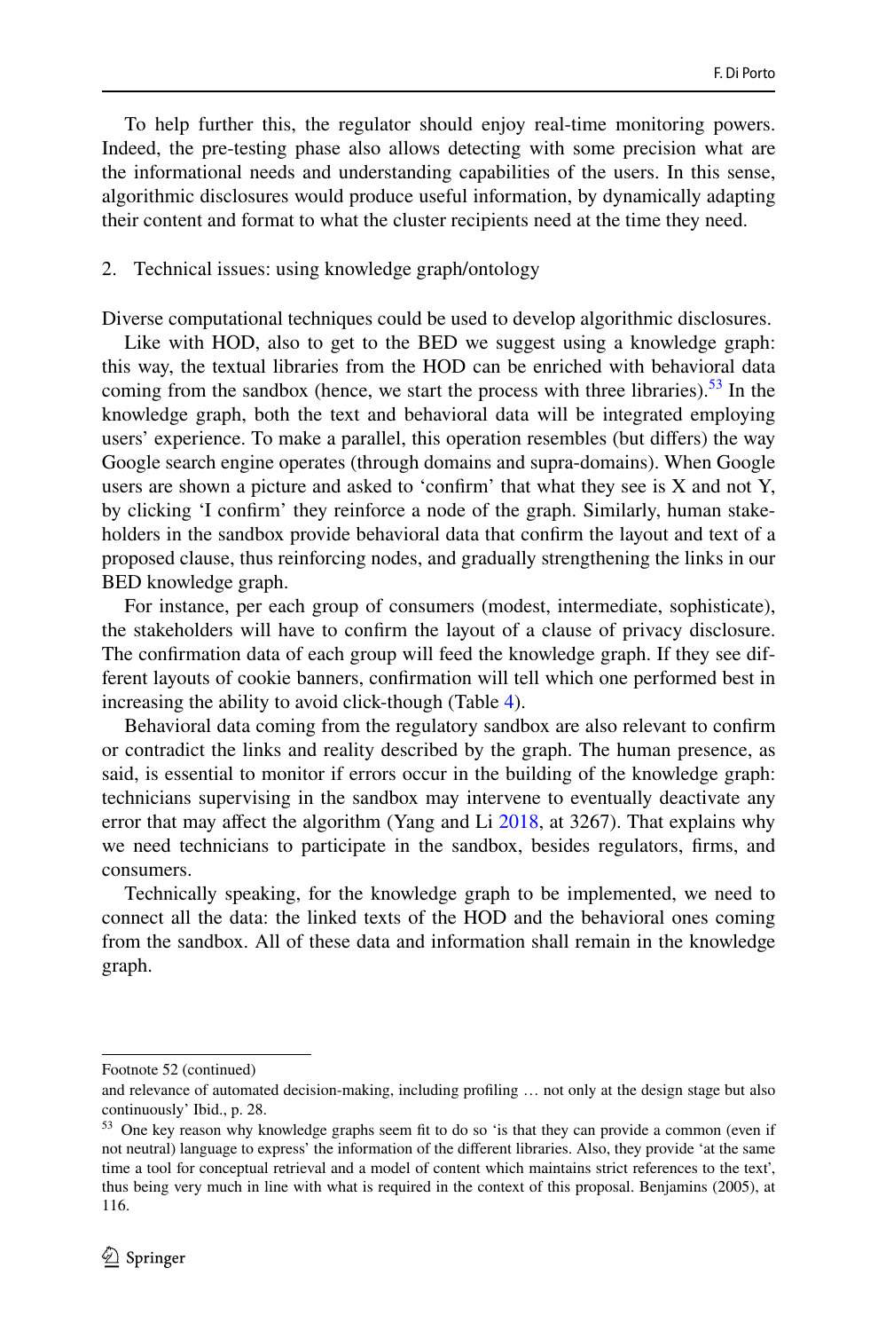To help further this, the regulator should enjoy real-time monitoring powers. Indeed, the pre-testing phase also allows detecting with some precision what are the informational needs and understanding capabilities of the users. In this sense, algorithmic disclosures would produce useful information, by dynamically adapting their content and format to what the cluster recipients need at the time they need.

2. Technical issues: using knowledge graph/ontology

Diverse computational techniques could be used to develop algorithmic disclosures.

Like with HOD, also to get to the BED we suggest using a knowledge graph: this way, the textual libraries from the HOD can be enriched with behavioral data coming from the sandbox (hence, we start the process with three libraries).[53] In the knowledge graph, both the text and behavioral data will be integrated employing users' experience. To make a parallel, this operation resembles (but differs) the way Google search engine operates (through domains and supra-domains). When Google users are shown a picture and asked to 'confirm' that what they see is X and not Y, by clicking 'I confirm' they reinforce a node of the graph. Similarly, human stakeholders in the sandbox provide behavioral data that confirm the layout and text of a proposed clause, thus reinforcing nodes, and gradually strengthening the links in our BED knowledge graph.

For instance, per each group of consumers (modest, intermediate, sophisticate), the stakeholders will have to confirm the layout of a clause of privacy disclosure. The confirmation data of each group will feed the knowledge graph. If they see different layouts of cookie banners, confirmation will tell which one performed best in increasing the ability to avoid click-though (Table 4).

Behavioral data coming from the regulatory sandbox are also relevant to confirm or contradict the links and reality described by the graph. The human presence, as said, is essential to monitor if errors occur in the building of the knowledge graph: technicians supervising in the sandbox may intervene to eventually deactivate any error that may affect the algorithm (Yang and Li 2018, at 3267). That explains why we need technicians to participate in the sandbox, besides regulators, firms, and consumers.

Technically speaking, for the knowledge graph to be implemented, we need to connect all the data: the linked texts of the HOD and the behavioral ones coming from the sandbox. All of these data and information shall remain in the knowledge graph.

---

Footnote 52 (continued)

and relevance of automated decision-making, including profiling … not only at the design stage but also continuously' Ibid., p. 28.

[53] One key reason why knowledge graphs seem fit to do so 'is that they can provide a common (even if not neutral) language to express' the information of the different libraries. Also, they provide 'at the same time a tool for conceptual retrieval and a model of content which maintains strict references to the text', thus being very much in line with what is required in the context of this proposal. Benjamins (2005), at 116.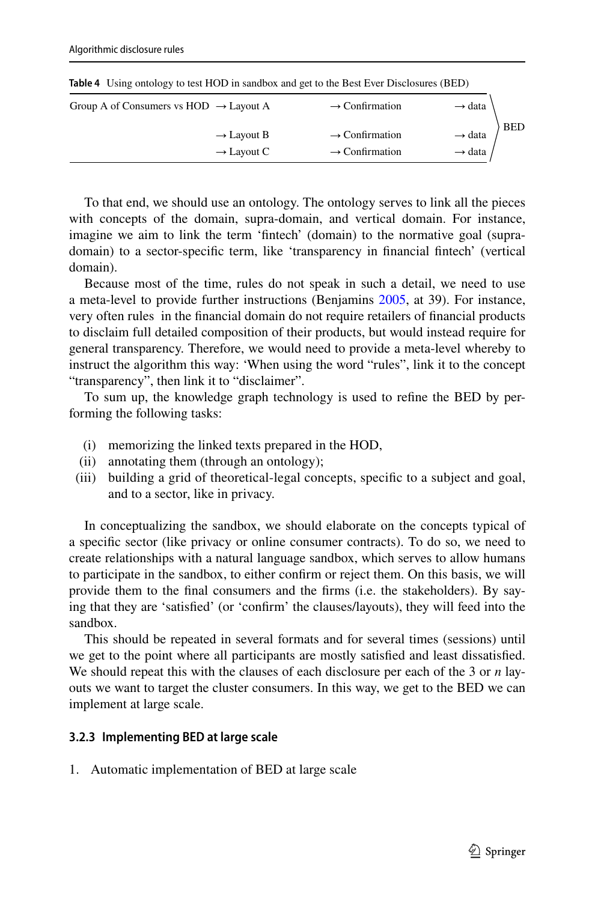**Table 4** Using ontology to test HOD in sandbox and get to the Best Ever Disclosures (BED)

| | | | | |
|---|---|---|---|---|
| Group A of Consumers vs HOD | → Layout A | → Confirmation | → data | BED |
| | → Layout B | → Confirmation | → data | |
| | → Layout C | → Confirmation | → data | |

To that end, we should use an ontology. The ontology serves to link all the pieces with concepts of the domain, supra-domain, and vertical domain. For instance, imagine we aim to link the term 'fintech' (domain) to the normative goal (supra-domain) to a sector-specific term, like 'transparency in financial fintech' (vertical domain).

Because most of the time, rules do not speak in such a detail, we need to use a meta-level to provide further instructions (Benjamins 2005, at 39). For instance, very often rules in the financial domain do not require retailers of financial products to disclaim full detailed composition of their products, but would instead require for general transparency. Therefore, we would need to provide a meta-level whereby to instruct the algorithm this way: 'When using the word "rules", link it to the concept "transparency", then link it to "disclaimer".

To sum up, the knowledge graph technology is used to refine the BED by performing the following tasks:

(i) memorizing the linked texts prepared in the HOD,
(ii) annotating them (through an ontology);
(iii) building a grid of theoretical-legal concepts, specific to a subject and goal, and to a sector, like in privacy.

In conceptualizing the sandbox, we should elaborate on the concepts typical of a specific sector (like privacy or online consumer contracts). To do so, we need to create relationships with a natural language sandbox, which serves to allow humans to participate in the sandbox, to either confirm or reject them. On this basis, we will provide them to the final consumers and the firms (i.e. the stakeholders). By saying that they are 'satisfied' (or 'confirm' the clauses/layouts), they will feed into the sandbox.

This should be repeated in several formats and for several times (sessions) until we get to the point where all participants are mostly satisfied and least dissatisfied. We should repeat this with the clauses of each disclosure per each of the 3 or $n$ layouts we want to target the cluster consumers. In this way, we get to the BED we can implement at large scale.

### 3.2.3 Implementing BED at large scale

1. Automatic implementation of BED at large scale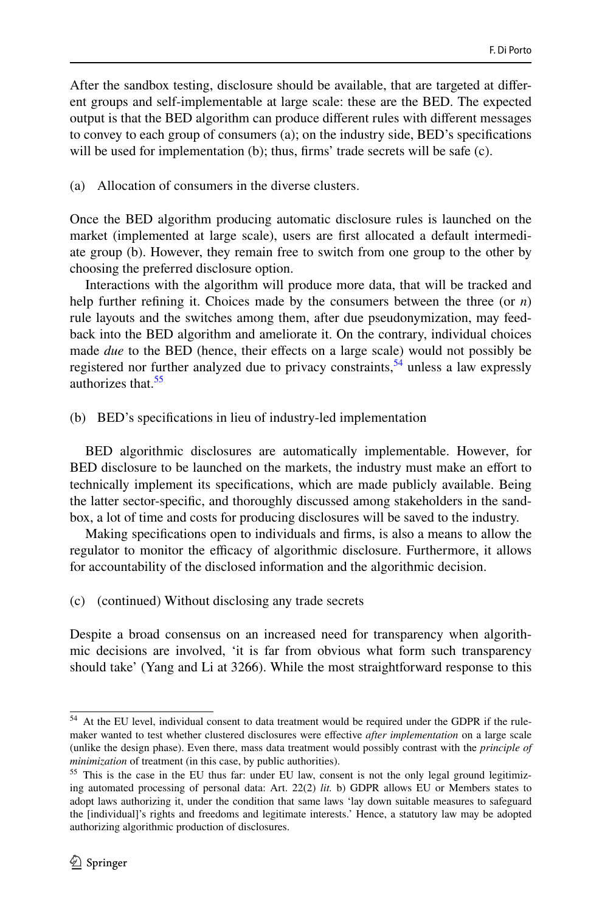After the sandbox testing, disclosure should be available, that are targeted at different groups and self-implementable at large scale: these are the BED. The expected output is that the BED algorithm can produce different rules with different messages to convey to each group of consumers (a); on the industry side, BED's specifications will be used for implementation (b); thus, firms' trade secrets will be safe (c).

(a) Allocation of consumers in the diverse clusters.

Once the BED algorithm producing automatic disclosure rules is launched on the market (implemented at large scale), users are first allocated a default intermediate group (b). However, they remain free to switch from one group to the other by choosing the preferred disclosure option.

Interactions with the algorithm will produce more data, that will be tracked and help further refining it. Choices made by the consumers between the three (or *n*) rule layouts and the switches among them, after due pseudonymization, may feedback into the BED algorithm and ameliorate it. On the contrary, individual choices made *due* to the BED (hence, their effects on a large scale) would not possibly be registered nor further analyzed due to privacy constraints,[54] unless a law expressly authorizes that.[55]

(b) BED's specifications in lieu of industry-led implementation

BED algorithmic disclosures are automatically implementable. However, for BED disclosure to be launched on the markets, the industry must make an effort to technically implement its specifications, which are made publicly available. Being the latter sector-specific, and thoroughly discussed among stakeholders in the sandbox, a lot of time and costs for producing disclosures will be saved to the industry.

Making specifications open to individuals and firms, is also a means to allow the regulator to monitor the efficacy of algorithmic disclosure. Furthermore, it allows for accountability of the disclosed information and the algorithmic decision.

(c) (continued) Without disclosing any trade secrets

Despite a broad consensus on an increased need for transparency when algorithmic decisions are involved, 'it is far from obvious what form such transparency should take' (Yang and Li at 3266). While the most straightforward response to this

---

[54] At the EU level, individual consent to data treatment would be required under the GDPR if the rulemaker wanted to test whether clustered disclosures were effective *after implementation* on a large scale (unlike the design phase). Even there, mass data treatment would possibly contrast with the *principle of minimization* of treatment (in this case, by public authorities).

[55] This is the case in the EU thus far: under EU law, consent is not the only legal ground legitimizing automated processing of personal data: Art. 22(2) *lit.* b) GDPR allows EU or Members states to adopt laws authorizing it, under the condition that same laws 'lay down suitable measures to safeguard the [individual]'s rights and freedoms and legitimate interests.' Hence, a statutory law may be adopted authorizing algorithmic production of disclosures.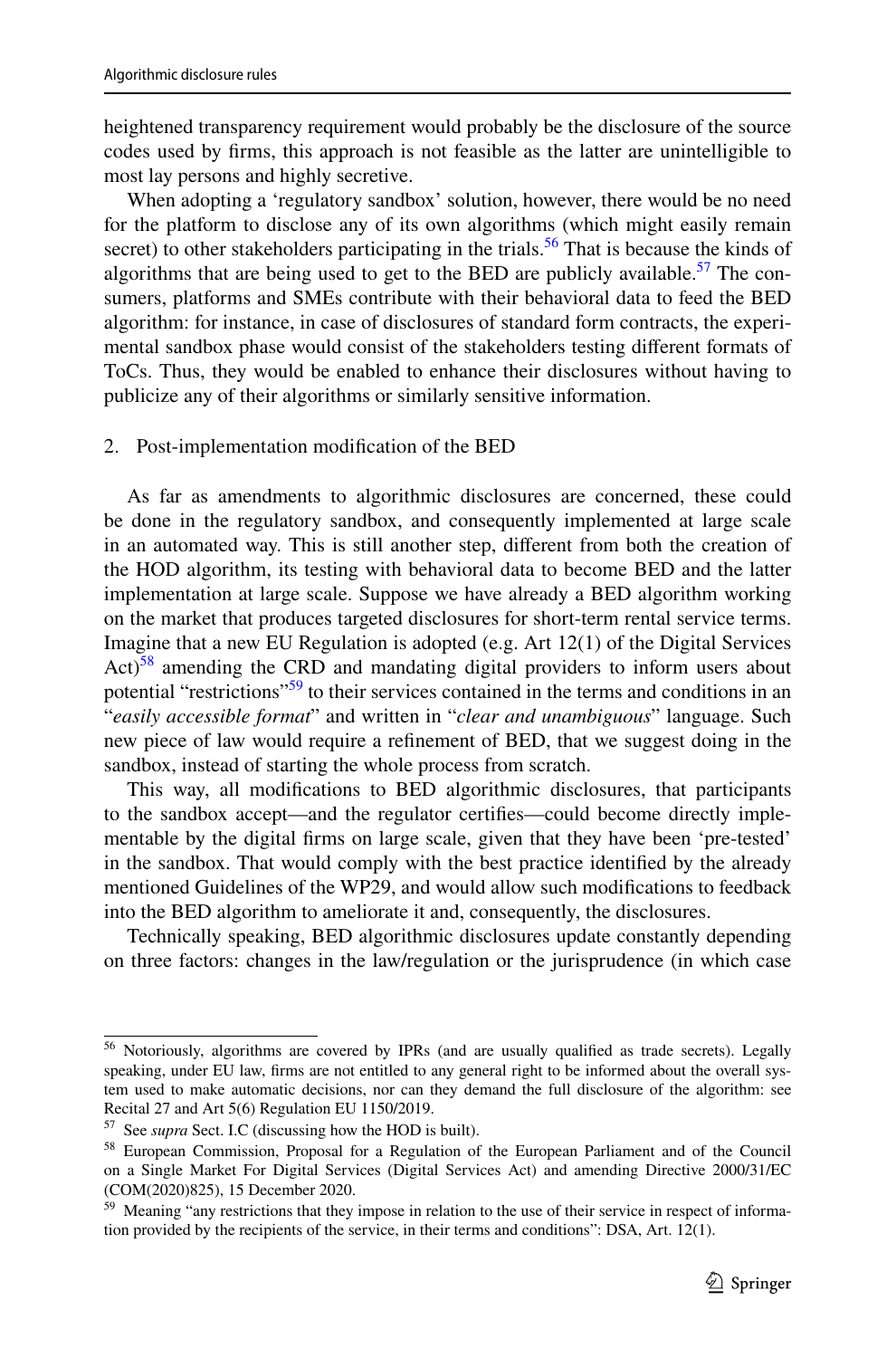heightened transparency requirement would probably be the disclosure of the source codes used by firms, this approach is not feasible as the latter are unintelligible to most lay persons and highly secretive.

When adopting a 'regulatory sandbox' solution, however, there would be no need for the platform to disclose any of its own algorithms (which might easily remain secret) to other stakeholders participating in the trials.[56] That is because the kinds of algorithms that are being used to get to the BED are publicly available.[57] The consumers, platforms and SMEs contribute with their behavioral data to feed the BED algorithm: for instance, in case of disclosures of standard form contracts, the experimental sandbox phase would consist of the stakeholders testing different formats of ToCs. Thus, they would be enabled to enhance their disclosures without having to publicize any of their algorithms or similarly sensitive information.

2. Post-implementation modification of the BED

As far as amendments to algorithmic disclosures are concerned, these could be done in the regulatory sandbox, and consequently implemented at large scale in an automated way. This is still another step, different from both the creation of the HOD algorithm, its testing with behavioral data to become BED and the latter implementation at large scale. Suppose we have already a BED algorithm working on the market that produces targeted disclosures for short-term rental service terms. Imagine that a new EU Regulation is adopted (e.g. Art 12(1) of the Digital Services Act)[58] amending the CRD and mandating digital providers to inform users about potential "restrictions"[59] to their services contained in the terms and conditions in an "*easily accessible format*" and written in "*clear and unambiguous*" language. Such new piece of law would require a refinement of BED, that we suggest doing in the sandbox, instead of starting the whole process from scratch.

This way, all modifications to BED algorithmic disclosures, that participants to the sandbox accept—and the regulator certifies—could become directly implementable by the digital firms on large scale, given that they have been 'pre-tested' in the sandbox. That would comply with the best practice identified by the already mentioned Guidelines of the WP29, and would allow such modifications to feedback into the BED algorithm to ameliorate it and, consequently, the disclosures.

Technically speaking, BED algorithmic disclosures update constantly depending on three factors: changes in the law/regulation or the jurisprudence (in which case

---

[56] Notoriously, algorithms are covered by IPRs (and are usually qualified as trade secrets). Legally speaking, under EU law, firms are not entitled to any general right to be informed about the overall system used to make automatic decisions, nor can they demand the full disclosure of the algorithm: see Recital 27 and Art 5(6) Regulation EU 1150/2019.

[57] See *supra* Sect. I.C (discussing how the HOD is built).

[58] European Commission, Proposal for a Regulation of the European Parliament and of the Council on a Single Market For Digital Services (Digital Services Act) and amending Directive 2000/31/EC (COM(2020)825), 15 December 2020.

[59] Meaning "any restrictions that they impose in relation to the use of their service in respect of information provided by the recipients of the service, in their terms and conditions": DSA, Art. 12(1).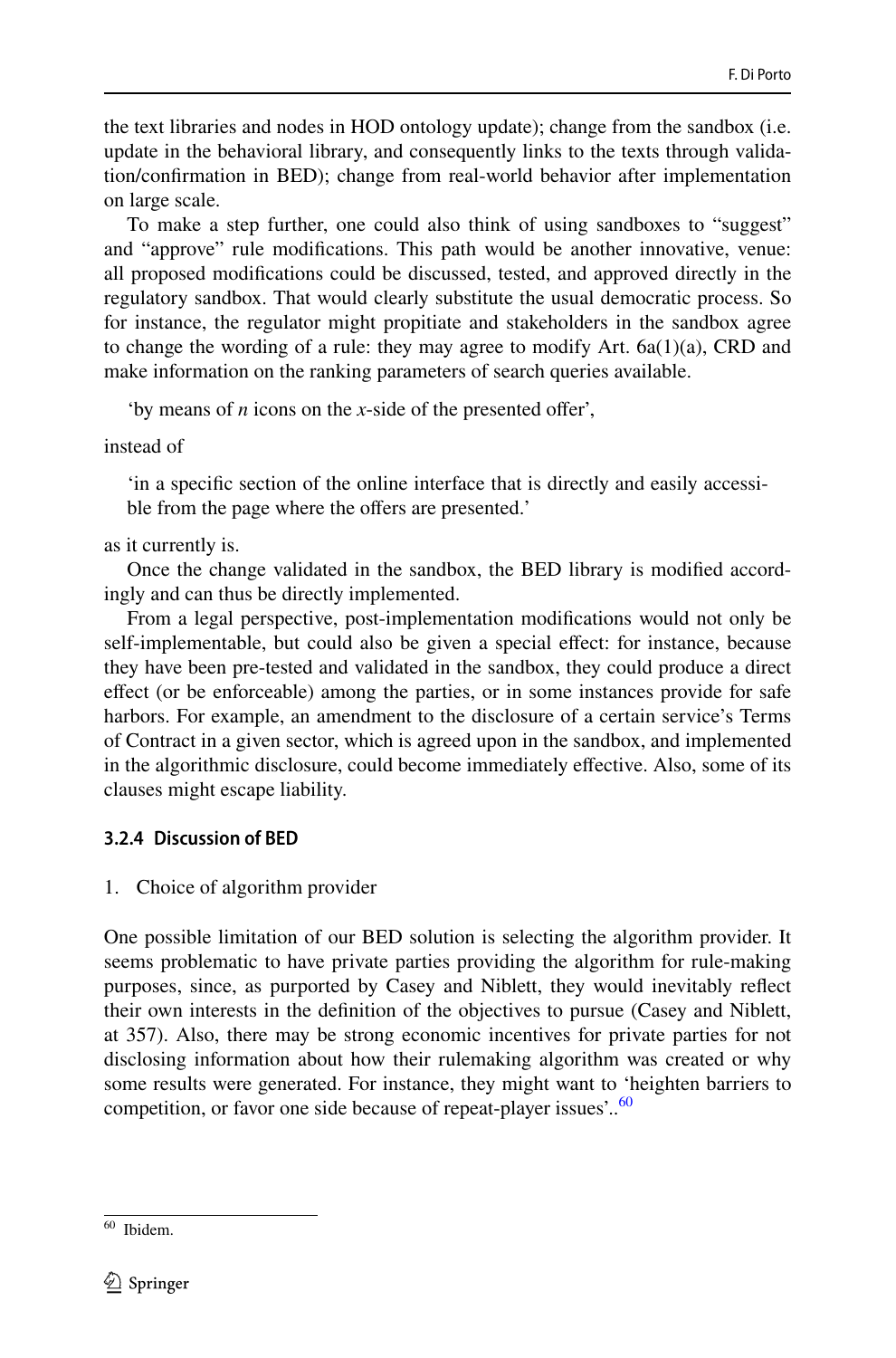the text libraries and nodes in HOD ontology update); change from the sandbox (i.e. update in the behavioral library, and consequently links to the texts through validation/confirmation in BED); change from real-world behavior after implementation on large scale.

To make a step further, one could also think of using sandboxes to "suggest" and "approve" rule modifications. This path would be another innovative, venue: all proposed modifications could be discussed, tested, and approved directly in the regulatory sandbox. That would clearly substitute the usual democratic process. So for instance, the regulator might propitiate and stakeholders in the sandbox agree to change the wording of a rule: they may agree to modify Art. 6a(1)(a), CRD and make information on the ranking parameters of search queries available.

> 'by means of *n* icons on the *x*-side of the presented offer',

instead of

> 'in a specific section of the online interface that is directly and easily accessible from the page where the offers are presented.'

as it currently is.

Once the change validated in the sandbox, the BED library is modified accordingly and can thus be directly implemented.

From a legal perspective, post-implementation modifications would not only be self-implementable, but could also be given a special effect: for instance, because they have been pre-tested and validated in the sandbox, they could produce a direct effect (or be enforceable) among the parties, or in some instances provide for safe harbors. For example, an amendment to the disclosure of a certain service's Terms of Contract in a given sector, which is agreed upon in the sandbox, and implemented in the algorithmic disclosure, could become immediately effective. Also, some of its clauses might escape liability.

#### 3.2.4 Discussion of BED

1. Choice of algorithm provider

One possible limitation of our BED solution is selecting the algorithm provider. It seems problematic to have private parties providing the algorithm for rule-making purposes, since, as purported by Casey and Niblett, they would inevitably reflect their own interests in the definition of the objectives to pursue (Casey and Niblett, at 357). Also, there may be strong economic incentives for private parties for not disclosing information about how their rulemaking algorithm was created or why some results were generated. For instance, they might want to 'heighten barriers to competition, or favor one side because of repeat-player issues'..[60]

[60] Ibidem.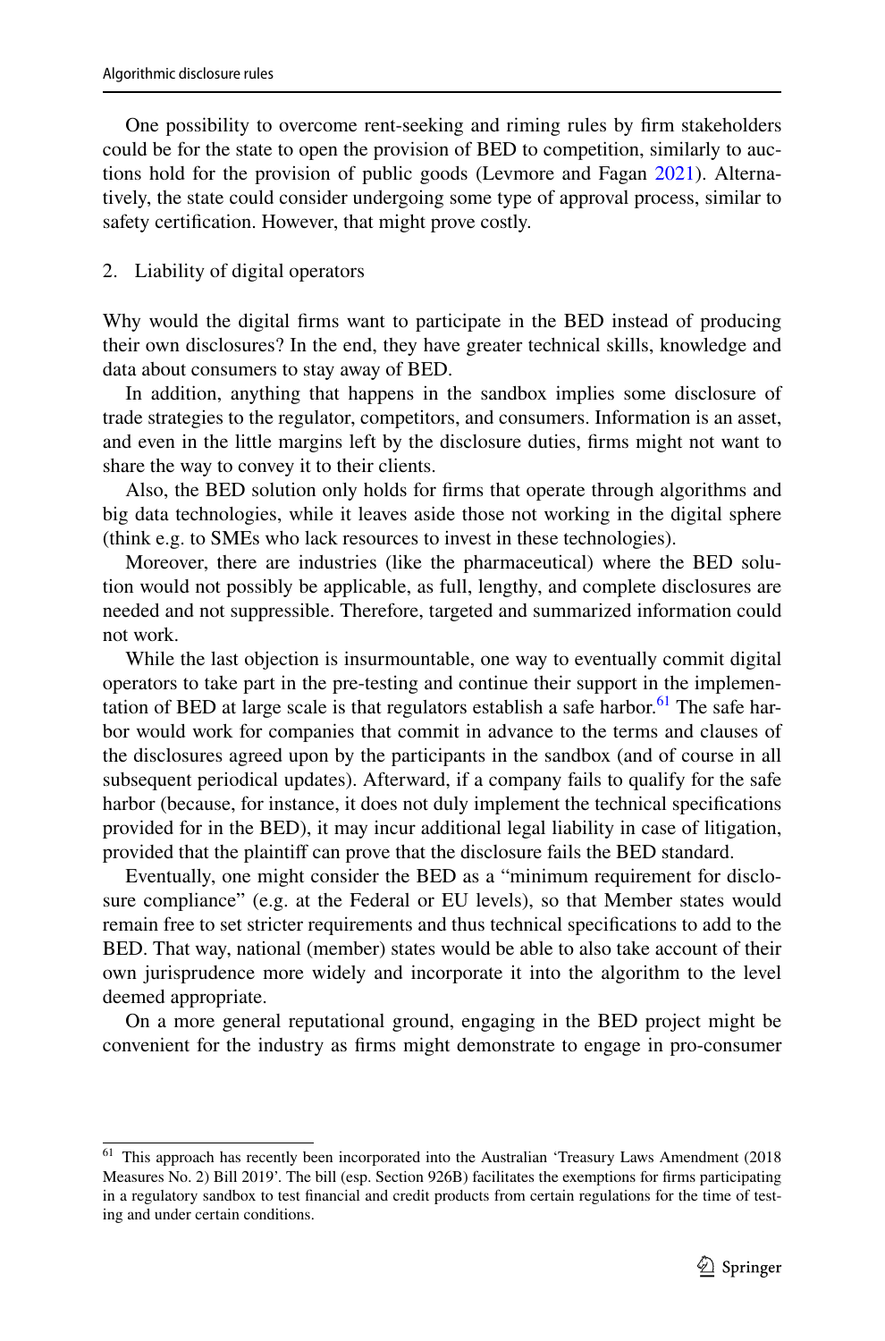One possibility to overcome rent-seeking and riming rules by firm stakeholders could be for the state to open the provision of BED to competition, similarly to auctions hold for the provision of public goods (Levmore and Fagan 2021). Alternatively, the state could consider undergoing some type of approval process, similar to safety certification. However, that might prove costly.

2. Liability of digital operators

Why would the digital firms want to participate in the BED instead of producing their own disclosures? In the end, they have greater technical skills, knowledge and data about consumers to stay away of BED.

In addition, anything that happens in the sandbox implies some disclosure of trade strategies to the regulator, competitors, and consumers. Information is an asset, and even in the little margins left by the disclosure duties, firms might not want to share the way to convey it to their clients.

Also, the BED solution only holds for firms that operate through algorithms and big data technologies, while it leaves aside those not working in the digital sphere (think e.g. to SMEs who lack resources to invest in these technologies).

Moreover, there are industries (like the pharmaceutical) where the BED solution would not possibly be applicable, as full, lengthy, and complete disclosures are needed and not suppressible. Therefore, targeted and summarized information could not work.

While the last objection is insurmountable, one way to eventually commit digital operators to take part in the pre-testing and continue their support in the implementation of BED at large scale is that regulators establish a safe harbor.[61] The safe harbor would work for companies that commit in advance to the terms and clauses of the disclosures agreed upon by the participants in the sandbox (and of course in all subsequent periodical updates). Afterward, if a company fails to qualify for the safe harbor (because, for instance, it does not duly implement the technical specifications provided for in the BED), it may incur additional legal liability in case of litigation, provided that the plaintiff can prove that the disclosure fails the BED standard.

Eventually, one might consider the BED as a "minimum requirement for disclosure compliance" (e.g. at the Federal or EU levels), so that Member states would remain free to set stricter requirements and thus technical specifications to add to the BED. That way, national (member) states would be able to also take account of their own jurisprudence more widely and incorporate it into the algorithm to the level deemed appropriate.

On a more general reputational ground, engaging in the BED project might be convenient for the industry as firms might demonstrate to engage in pro-consumer

[61] This approach has recently been incorporated into the Australian 'Treasury Laws Amendment (2018 Measures No. 2) Bill 2019'. The bill (esp. Section 926B) facilitates the exemptions for firms participating in a regulatory sandbox to test financial and credit products from certain regulations for the time of testing and under certain conditions.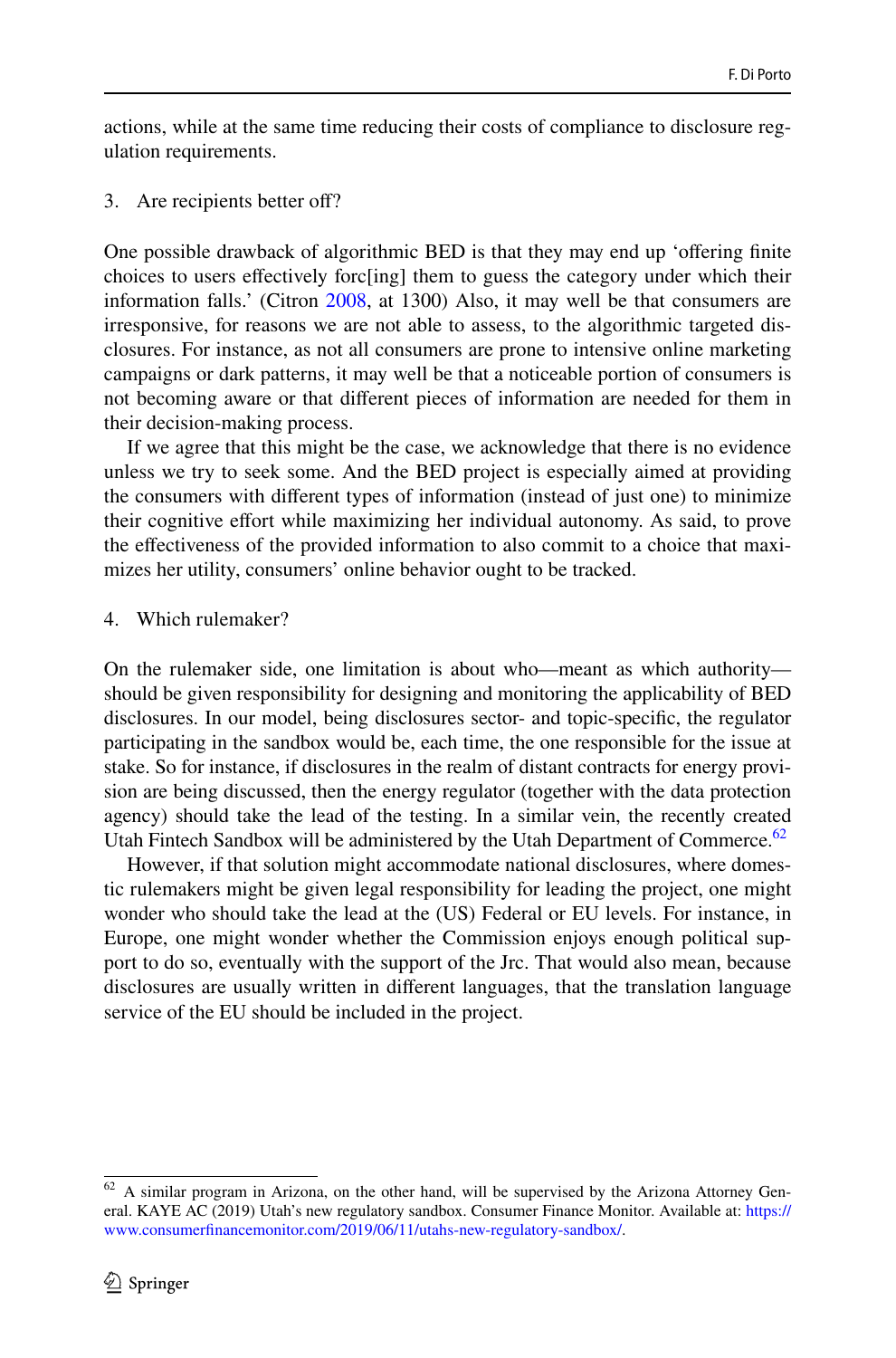actions, while at the same time reducing their costs of compliance to disclosure regulation requirements.

3. Are recipients better off?

One possible drawback of algorithmic BED is that they may end up 'offering finite choices to users effectively forc[ing] them to guess the category under which their information falls.' (Citron 2008, at 1300) Also, it may well be that consumers are irresponsive, for reasons we are not able to assess, to the algorithmic targeted disclosures. For instance, as not all consumers are prone to intensive online marketing campaigns or dark patterns, it may well be that a noticeable portion of consumers is not becoming aware or that different pieces of information are needed for them in their decision-making process.

If we agree that this might be the case, we acknowledge that there is no evidence unless we try to seek some. And the BED project is especially aimed at providing the consumers with different types of information (instead of just one) to minimize their cognitive effort while maximizing her individual autonomy. As said, to prove the effectiveness of the provided information to also commit to a choice that maximizes her utility, consumers' online behavior ought to be tracked.

4. Which rulemaker?

On the rulemaker side, one limitation is about who—meant as which authority—should be given responsibility for designing and monitoring the applicability of BED disclosures. In our model, being disclosures sector- and topic-specific, the regulator participating in the sandbox would be, each time, the one responsible for the issue at stake. So for instance, if disclosures in the realm of distant contracts for energy provision are being discussed, then the energy regulator (together with the data protection agency) should take the lead of the testing. In a similar vein, the recently created Utah Fintech Sandbox will be administered by the Utah Department of Commerce.[62]

However, if that solution might accommodate national disclosures, where domestic rulemakers might be given legal responsibility for leading the project, one might wonder who should take the lead at the (US) Federal or EU levels. For instance, in Europe, one might wonder whether the Commission enjoys enough political support to do so, eventually with the support of the Jrc. That would also mean, because disclosures are usually written in different languages, that the translation language service of the EU should be included in the project.

[62] A similar program in Arizona, on the other hand, will be supervised by the Arizona Attorney General. KAYE AC (2019) Utah's new regulatory sandbox. Consumer Finance Monitor. Available at: https://www.consumerfinancemonitor.com/2019/06/11/utahs-new-regulatory-sandbox/.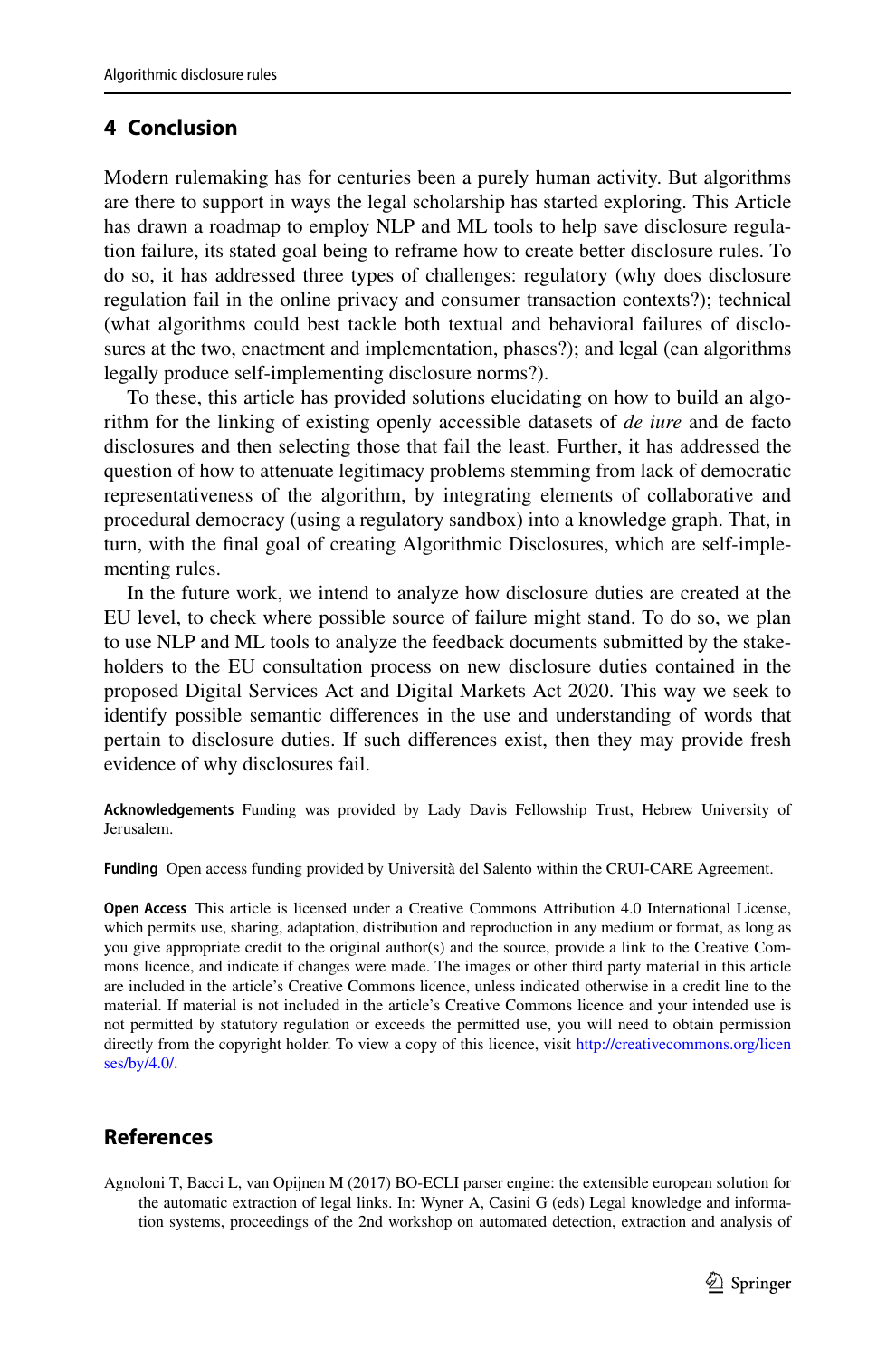## 4 Conclusion

Modern rulemaking has for centuries been a purely human activity. But algorithms are there to support in ways the legal scholarship has started exploring. This Article has drawn a roadmap to employ NLP and ML tools to help save disclosure regulation failure, its stated goal being to reframe how to create better disclosure rules. To do so, it has addressed three types of challenges: regulatory (why does disclosure regulation fail in the online privacy and consumer transaction contexts?); technical (what algorithms could best tackle both textual and behavioral failures of disclosures at the two, enactment and implementation, phases?); and legal (can algorithms legally produce self-implementing disclosure norms?).

To these, this article has provided solutions elucidating on how to build an algorithm for the linking of existing openly accessible datasets of *de iure* and de facto disclosures and then selecting those that fail the least. Further, it has addressed the question of how to attenuate legitimacy problems stemming from lack of democratic representativeness of the algorithm, by integrating elements of collaborative and procedural democracy (using a regulatory sandbox) into a knowledge graph. That, in turn, with the final goal of creating Algorithmic Disclosures, which are self-implementing rules.

In the future work, we intend to analyze how disclosure duties are created at the EU level, to check where possible source of failure might stand. To do so, we plan to use NLP and ML tools to analyze the feedback documents submitted by the stakeholders to the EU consultation process on new disclosure duties contained in the proposed Digital Services Act and Digital Markets Act 2020. This way we seek to identify possible semantic differences in the use and understanding of words that pertain to disclosure duties. If such differences exist, then they may provide fresh evidence of why disclosures fail.

**Acknowledgements** Funding was provided by Lady Davis Fellowship Trust, Hebrew University of Jerusalem.

**Funding** Open access funding provided by Università del Salento within the CRUI-CARE Agreement.

**Open Access** This article is licensed under a Creative Commons Attribution 4.0 International License, which permits use, sharing, adaptation, distribution and reproduction in any medium or format, as long as you give appropriate credit to the original author(s) and the source, provide a link to the Creative Commons licence, and indicate if changes were made. The images or other third party material in this article are included in the article's Creative Commons licence, unless indicated otherwise in a credit line to the material. If material is not included in the article's Creative Commons licence and your intended use is not permitted by statutory regulation or exceeds the permitted use, you will need to obtain permission directly from the copyright holder. To view a copy of this licence, visit http://creativecommons.org/licenses/by/4.0/.

## References

Agnoloni T, Bacci L, van Opijnen M (2017) BO-ECLI parser engine: the extensible european solution for the automatic extraction of legal links. In: Wyner A, Casini G (eds) Legal knowledge and information systems, proceedings of the 2nd workshop on automated detection, extraction and analysis of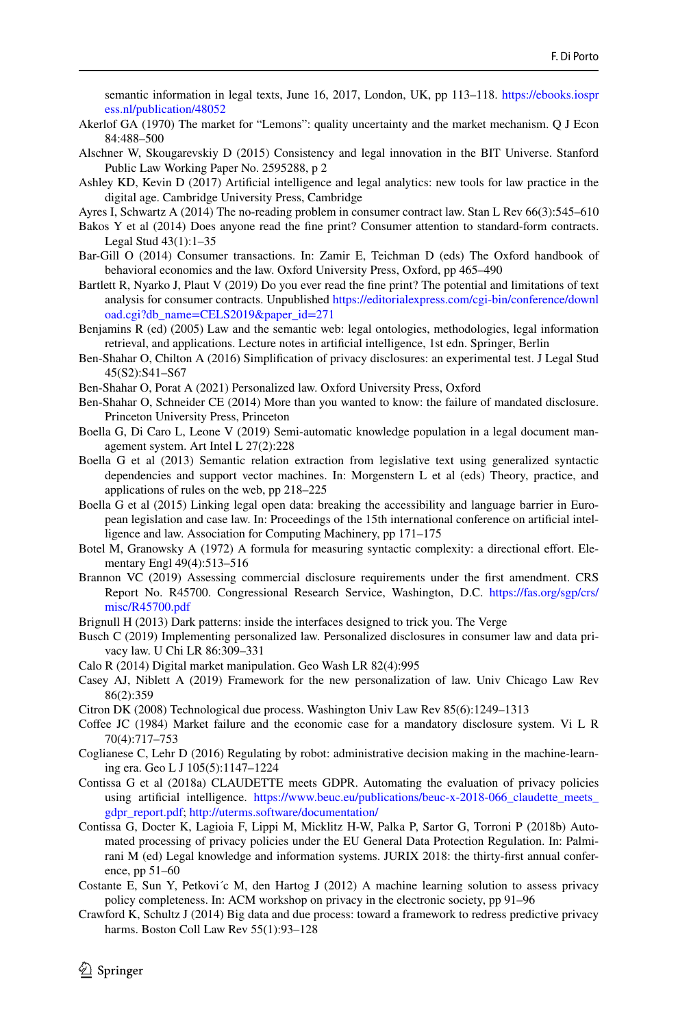semantic information in legal texts, June 16, 2017, London, UK, pp 113–118. https://ebooks.iospress.nl/publication/48052

Akerlof GA (1970) The market for "Lemons": quality uncertainty and the market mechanism. Q J Econ 84:488–500

Alschner W, Skougarevskiy D (2015) Consistency and legal innovation in the BIT Universe. Stanford Public Law Working Paper No. 2595288, p 2

Ashley KD, Kevin D (2017) Artificial intelligence and legal analytics: new tools for law practice in the digital age. Cambridge University Press, Cambridge

Ayres I, Schwartz A (2014) The no-reading problem in consumer contract law. Stan L Rev 66(3):545–610

Bakos Y et al (2014) Does anyone read the fine print? Consumer attention to standard-form contracts. Legal Stud 43(1):1–35

Bar-Gill O (2014) Consumer transactions. In: Zamir E, Teichman D (eds) The Oxford handbook of behavioral economics and the law. Oxford University Press, Oxford, pp 465–490

Bartlett R, Nyarko J, Plaut V (2019) Do you ever read the fine print? The potential and limitations of text analysis for consumer contracts. Unpublished https://editorialexpress.com/cgi-bin/conference/download.cgi?db_name=CELS2019&paper_id=271

Benjamins R (ed) (2005) Law and the semantic web: legal ontologies, methodologies, legal information retrieval, and applications. Lecture notes in artificial intelligence, 1st edn. Springer, Berlin

Ben-Shahar O, Chilton A (2016) Simplification of privacy disclosures: an experimental test. J Legal Stud 45(S2):S41–S67

Ben-Shahar O, Porat A (2021) Personalized law. Oxford University Press, Oxford

Ben-Shahar O, Schneider CE (2014) More than you wanted to know: the failure of mandated disclosure. Princeton University Press, Princeton

Boella G, Di Caro L, Leone V (2019) Semi-automatic knowledge population in a legal document management system. Art Intel L 27(2):228

Boella G et al (2013) Semantic relation extraction from legislative text using generalized syntactic dependencies and support vector machines. In: Morgenstern L et al (eds) Theory, practice, and applications of rules on the web, pp 218–225

Boella G et al (2015) Linking legal open data: breaking the accessibility and language barrier in European legislation and case law. In: Proceedings of the 15th international conference on artificial intelligence and law. Association for Computing Machinery, pp 171–175

Botel M, Granowsky A (1972) A formula for measuring syntactic complexity: a directional effort. Elementary Engl 49(4):513–516

Brannon VC (2019) Assessing commercial disclosure requirements under the first amendment. CRS Report No. R45700. Congressional Research Service, Washington, D.C. https://fas.org/sgp/crs/misc/R45700.pdf

Brignull H (2013) Dark patterns: inside the interfaces designed to trick you. The Verge

Busch C (2019) Implementing personalized law. Personalized disclosures in consumer law and data privacy law. U Chi LR 86:309–331

Calo R (2014) Digital market manipulation. Geo Wash LR 82(4):995

Casey AJ, Niblett A (2019) Framework for the new personalization of law. Univ Chicago Law Rev 86(2):359

Citron DK (2008) Technological due process. Washington Univ Law Rev 85(6):1249–1313

Coffee JC (1984) Market failure and the economic case for a mandatory disclosure system. Vi L R 70(4):717–753

Coglianese C, Lehr D (2016) Regulating by robot: administrative decision making in the machine-learning era. Geo L J 105(5):1147–1224

Contissa G et al (2018a) CLAUDETTE meets GDPR. Automating the evaluation of privacy policies using artificial intelligence. https://www.beuc.eu/publications/beuc-x-2018-066_claudette_meets_gdpr_report.pdf; http://uterms.software/documentation/

Contissa G, Docter K, Lagioia F, Lippi M, Micklitz H-W, Palka P, Sartor G, Torroni P (2018b) Automated processing of privacy policies under the EU General Data Protection Regulation. In: Palmirani M (ed) Legal knowledge and information systems. JURIX 2018: the thirty-first annual conference, pp 51–60

Costante E, Sun Y, Petković M, den Hartog J (2012) A machine learning solution to assess privacy policy completeness. In: ACM workshop on privacy in the electronic society, pp 91–96

Crawford K, Schultz J (2014) Big data and due process: toward a framework to redress predictive privacy harms. Boston Coll Law Rev 55(1):93–128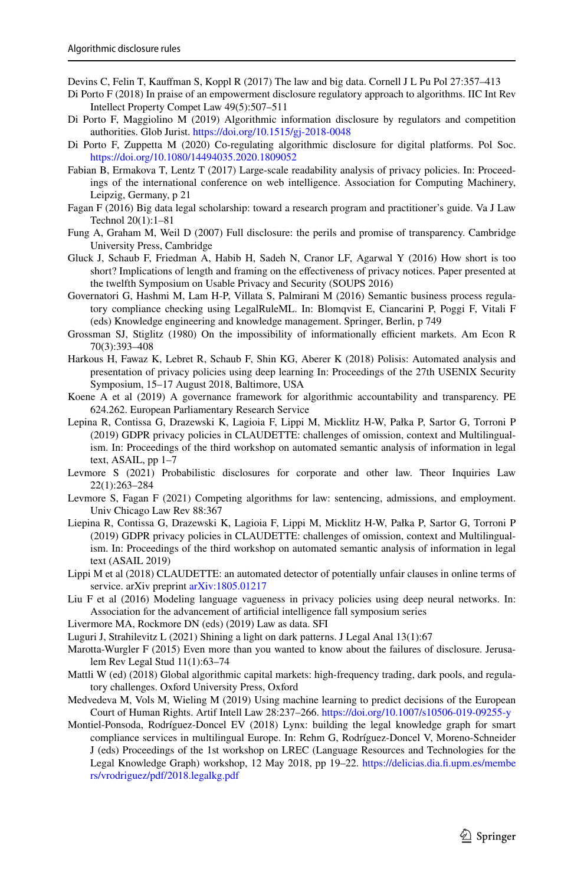Devins C, Felin T, Kauffman S, Koppl R (2017) The law and big data. Cornell J L Pu Pol 27:357–413

Di Porto F (2018) In praise of an empowerment disclosure regulatory approach to algorithms. IIC Int Rev Intellect Property Compet Law 49(5):507–511

Di Porto F, Maggiolino M (2019) Algorithmic information disclosure by regulators and competition authorities. Glob Jurist. https://doi.org/10.1515/gj-2018-0048

Di Porto F, Zuppetta M (2020) Co-regulating algorithmic disclosure for digital platforms. Pol Soc. https://doi.org/10.1080/14494035.2020.1809052

Fabian B, Ermakova T, Lentz T (2017) Large-scale readability analysis of privacy policies. In: Proceedings of the international conference on web intelligence. Association for Computing Machinery, Leipzig, Germany, p 21

Fagan F (2016) Big data legal scholarship: toward a research program and practitioner's guide. Va J Law Technol 20(1):1–81

Fung A, Graham M, Weil D (2007) Full disclosure: the perils and promise of transparency. Cambridge University Press, Cambridge

Gluck J, Schaub F, Friedman A, Habib H, Sadeh N, Cranor LF, Agarwal Y (2016) How short is too short? Implications of length and framing on the effectiveness of privacy notices. Paper presented at the twelfth Symposium on Usable Privacy and Security (SOUPS 2016)

Governatori G, Hashmi M, Lam H-P, Villata S, Palmirani M (2016) Semantic business process regulatory compliance checking using LegalRuleML. In: Blomqvist E, Ciancarini P, Poggi F, Vitali F (eds) Knowledge engineering and knowledge management. Springer, Berlin, p 749

Grossman SJ, Stiglitz (1980) On the impossibility of informationally efficient markets. Am Econ R 70(3):393–408

Harkous H, Fawaz K, Lebret R, Schaub F, Shin KG, Aberer K (2018) Polisis: Automated analysis and presentation of privacy policies using deep learning In: Proceedings of the 27th USENIX Security Symposium, 15–17 August 2018, Baltimore, USA

Koene A et al (2019) A governance framework for algorithmic accountability and transparency. PE 624.262. European Parliamentary Research Service

Lepina R, Contissa G, Drazewski K, Lagioia F, Lippi M, Micklitz H-W, Pałka P, Sartor G, Torroni P (2019) GDPR privacy policies in CLAUDETTE: challenges of omission, context and Multilingualism. In: Proceedings of the third workshop on automated semantic analysis of information in legal text, ASAIL, pp 1–7

Levmore S (2021) Probabilistic disclosures for corporate and other law. Theor Inquiries Law 22(1):263–284

Levmore S, Fagan F (2021) Competing algorithms for law: sentencing, admissions, and employment. Univ Chicago Law Rev 88:367

Liepina R, Contissa G, Drazewski K, Lagioia F, Lippi M, Micklitz H-W, Pałka P, Sartor G, Torroni P (2019) GDPR privacy policies in CLAUDETTE: challenges of omission, context and Multilingualism. In: Proceedings of the third workshop on automated semantic analysis of information in legal text (ASAIL 2019)

Lippi M et al (2018) CLAUDETTE: an automated detector of potentially unfair clauses in online terms of service. arXiv preprint arXiv:1805.01217

Liu F et al (2016) Modeling language vagueness in privacy policies using deep neural networks. In: Association for the advancement of artificial intelligence fall symposium series

Livermore MA, Rockmore DN (eds) (2019) Law as data. SFI

Luguri J, Strahilevitz L (2021) Shining a light on dark patterns. J Legal Anal 13(1):67

Marotta-Wurgler F (2015) Even more than you wanted to know about the failures of disclosure. Jerusalem Rev Legal Stud 11(1):63–74

Mattli W (ed) (2018) Global algorithmic capital markets: high-frequency trading, dark pools, and regulatory challenges. Oxford University Press, Oxford

Medvedeva M, Vols M, Wieling M (2019) Using machine learning to predict decisions of the European Court of Human Rights. Artif Intell Law 28:237–266. https://doi.org/10.1007/s10506-019-09255-y

Montiel-Ponsoda, Rodríguez-Doncel EV (2018) Lynx: building the legal knowledge graph for smart compliance services in multilingual Europe. In: Rehm G, Rodríguez-Doncel V, Moreno-Schneider J (eds) Proceedings of the 1st workshop on LREC (Language Resources and Technologies for the Legal Knowledge Graph) workshop, 12 May 2018, pp 19–22. https://delicias.dia.fi.upm.es/members/vrodriguez/pdf/2018.legalkg.pdf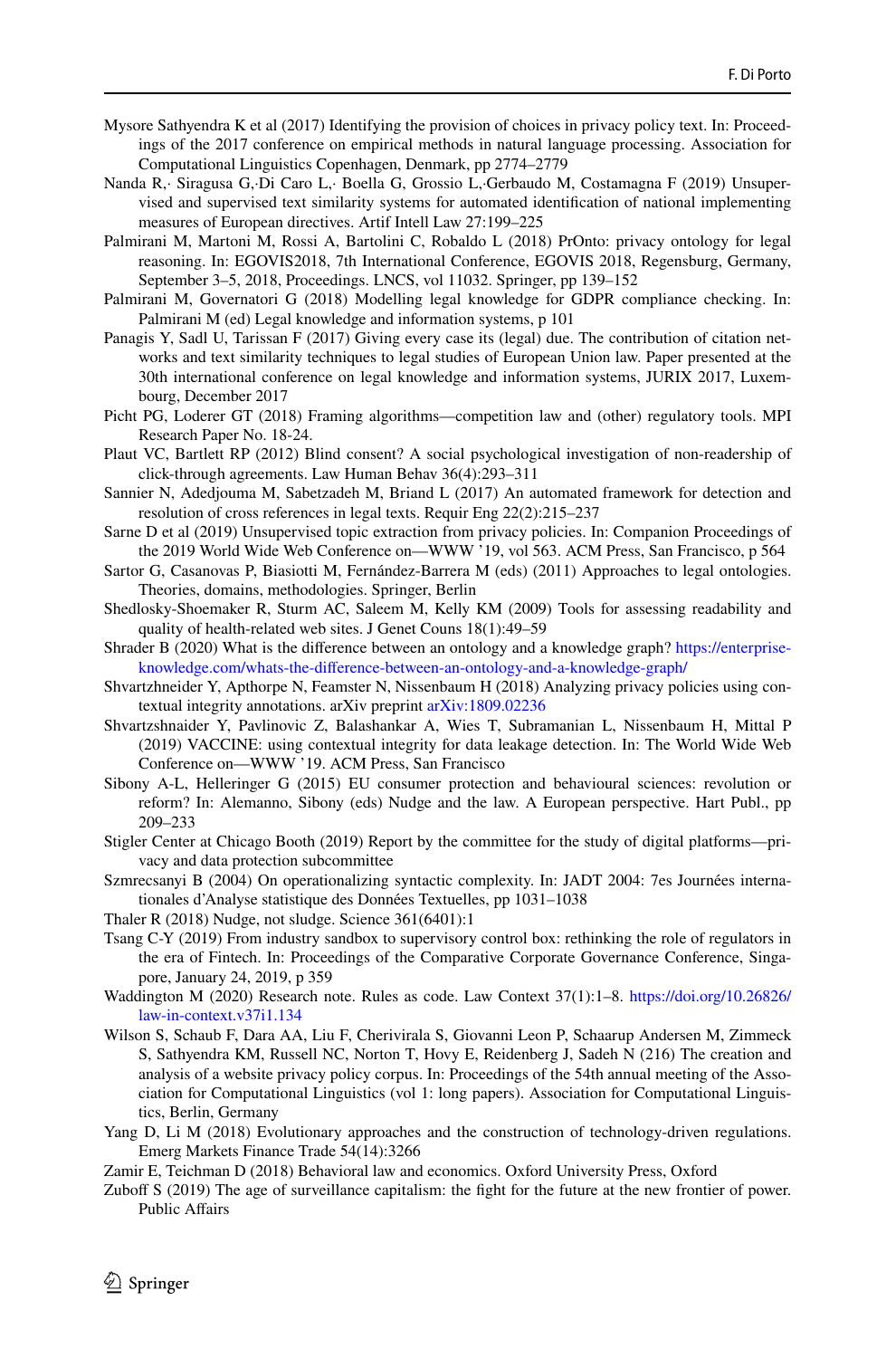Mysore Sathyendra K et al (2017) Identifying the provision of choices in privacy policy text. In: Proceedings of the 2017 conference on empirical methods in natural language processing. Association for Computational Linguistics Copenhagen, Denmark, pp 2774–2779

Nanda R,· Siragusa G,·Di Caro L,· Boella G, Grossio L,·Gerbaudo M, Costamagna F (2019) Unsupervised and supervised text similarity systems for automated identification of national implementing measures of European directives. Artif Intell Law 27:199–225

Palmirani M, Martoni M, Rossi A, Bartolini C, Robaldo L (2018) PrOnto: privacy ontology for legal reasoning. In: EGOVIS2018, 7th International Conference, EGOVIS 2018, Regensburg, Germany, September 3–5, 2018, Proceedings. LNCS, vol 11032. Springer, pp 139–152

Palmirani M, Governatori G (2018) Modelling legal knowledge for GDPR compliance checking. In: Palmirani M (ed) Legal knowledge and information systems, p 101

Panagis Y, Sadl U, Tarissan F (2017) Giving every case its (legal) due. The contribution of citation networks and text similarity techniques to legal studies of European Union law. Paper presented at the 30th international conference on legal knowledge and information systems, JURIX 2017, Luxembourg, December 2017

Picht PG, Loderer GT (2018) Framing algorithms—competition law and (other) regulatory tools. MPI Research Paper No. 18-24.

Plaut VC, Bartlett RP (2012) Blind consent? A social psychological investigation of non-readership of click-through agreements. Law Human Behav 36(4):293–311

Sannier N, Adedjouma M, Sabetzadeh M, Briand L (2017) An automated framework for detection and resolution of cross references in legal texts. Requir Eng 22(2):215–237

Sarne D et al (2019) Unsupervised topic extraction from privacy policies. In: Companion Proceedings of the 2019 World Wide Web Conference on—WWW '19, vol 563. ACM Press, San Francisco, p 564

Sartor G, Casanovas P, Biasiotti M, Fernández-Barrera M (eds) (2011) Approaches to legal ontologies. Theories, domains, methodologies. Springer, Berlin

Shedlosky-Shoemaker R, Sturm AC, Saleem M, Kelly KM (2009) Tools for assessing readability and quality of health-related web sites. J Genet Couns 18(1):49–59

Shrader B (2020) What is the difference between an ontology and a knowledge graph? https://enterprise-knowledge.com/whats-the-difference-between-an-ontology-and-a-knowledge-graph/

Shvartzhneider Y, Apthorpe N, Feamster N, Nissenbaum H (2018) Analyzing privacy policies using contextual integrity annotations. arXiv preprint arXiv:1809.02236

Shvartzshnaider Y, Pavlinovic Z, Balashankar A, Wies T, Subramanian L, Nissenbaum H, Mittal P (2019) VACCINE: using contextual integrity for data leakage detection. In: The World Wide Web Conference on—WWW '19. ACM Press, San Francisco

Sibony A-L, Helleringer G (2015) EU consumer protection and behavioural sciences: revolution or reform? In: Alemanno, Sibony (eds) Nudge and the law. A European perspective. Hart Publ., pp 209–233

Stigler Center at Chicago Booth (2019) Report by the committee for the study of digital platforms—privacy and data protection subcommittee

Szmrecsanyi B (2004) On operationalizing syntactic complexity. In: JADT 2004: 7es Journées internationales d'Analyse statistique des Données Textuelles, pp 1031–1038

Thaler R (2018) Nudge, not sludge. Science 361(6401):1

Tsang C-Y (2019) From industry sandbox to supervisory control box: rethinking the role of regulators in the era of Fintech. In: Proceedings of the Comparative Corporate Governance Conference, Singapore, January 24, 2019, p 359

Waddington M (2020) Research note. Rules as code. Law Context 37(1):1–8. https://doi.org/10.26826/law-in-context.v37i1.134

Wilson S, Schaub F, Dara AA, Liu F, Cherivirala S, Giovanni Leon P, Schaarup Andersen M, Zimmeck S, Sathyendra KM, Russell NC, Norton T, Hovy E, Reidenberg J, Sadeh N (216) The creation and analysis of a website privacy policy corpus. In: Proceedings of the 54th annual meeting of the Association for Computational Linguistics (vol 1: long papers). Association for Computational Linguistics, Berlin, Germany

Yang D, Li M (2018) Evolutionary approaches and the construction of technology-driven regulations. Emerg Markets Finance Trade 54(14):3266

Zamir E, Teichman D (2018) Behavioral law and economics. Oxford University Press, Oxford

Zuboff S (2019) The age of surveillance capitalism: the fight for the future at the new frontier of power. Public Affairs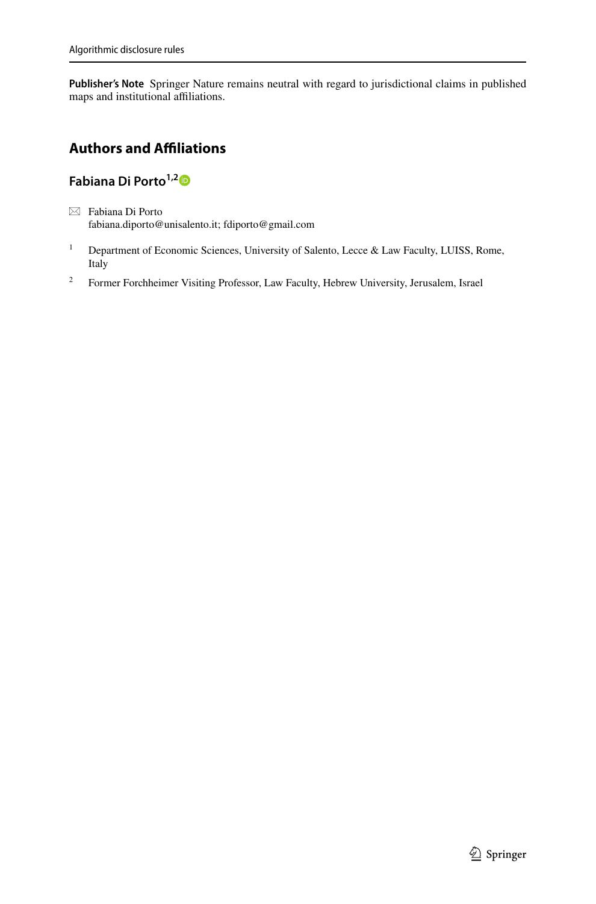**Publisher's Note** Springer Nature remains neutral with regard to jurisdictional claims in published maps and institutional affiliations.

## Authors and Affiliations

### Fabiana Di Porto[1,2]

✉ Fabiana Di Porto
fabiana.diporto@unisalento.it; fdiporto@gmail.com

[1] Department of Economic Sciences, University of Salento, Lecce & Law Faculty, LUISS, Rome, Italy

[2] Former Forchheimer Visiting Professor, Law Faculty, Hebrew University, Jerusalem, Israel